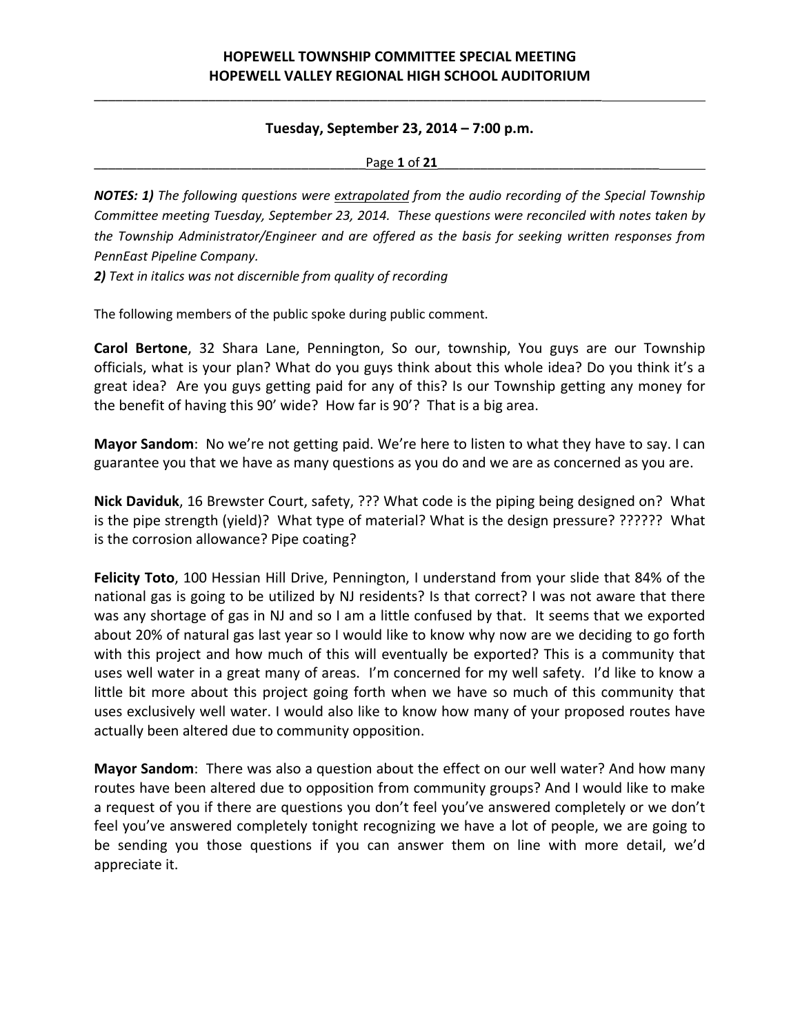# HOPEWELL TOWNSHIP COMMITTEE SPECIAL MEETING
# HOPEWELL VALLEY REGIONAL HIGH SCHOOL AUDITORIUM

**Tuesday, September 23, 2014 – 7:00 p.m.**

***NOTES: 1)*** *The following questions were* *extrapolated* *from the audio recording of the Special Township Committee meeting Tuesday, September 23, 2014. These questions were reconciled with notes taken by the Township Administrator/Engineer and are offered as the basis for seeking written responses from PennEast Pipeline Company.*

***2)*** *Text in italics was not discernible from quality of recording*

The following members of the public spoke during public comment.

**Carol Bertone**, 32 Shara Lane, Pennington, So our, township, You guys are our Township officials, what is your plan? What do you guys think about this whole idea? Do you think it's a great idea? Are you guys getting paid for any of this? Is our Township getting any money for the benefit of having this 90' wide? How far is 90'? That is a big area.

**Mayor Sandom**: No we're not getting paid. We're here to listen to what they have to say. I can guarantee you that we have as many questions as you do and we are as concerned as you are.

**Nick Daviduk**, 16 Brewster Court, safety, ??? What code is the piping being designed on? What is the pipe strength (yield)? What type of material? What is the design pressure? ?????? What is the corrosion allowance? Pipe coating?

**Felicity Toto**, 100 Hessian Hill Drive, Pennington, I understand from your slide that 84% of the national gas is going to be utilized by NJ residents? Is that correct? I was not aware that there was any shortage of gas in NJ and so I am a little confused by that. It seems that we exported about 20% of natural gas last year so I would like to know why now are we deciding to go forth with this project and how much of this will eventually be exported? This is a community that uses well water in a great many of areas. I'm concerned for my well safety. I'd like to know a little bit more about this project going forth when we have so much of this community that uses exclusively well water. I would also like to know how many of your proposed routes have actually been altered due to community opposition.

**Mayor Sandom**: There was also a question about the effect on our well water? And how many routes have been altered due to opposition from community groups? And I would like to make a request of you if there are questions you don't feel you've answered completely or we don't feel you've answered completely tonight recognizing we have a lot of people, we are going to be sending you those questions if you can answer them on line with more detail, we'd appreciate it.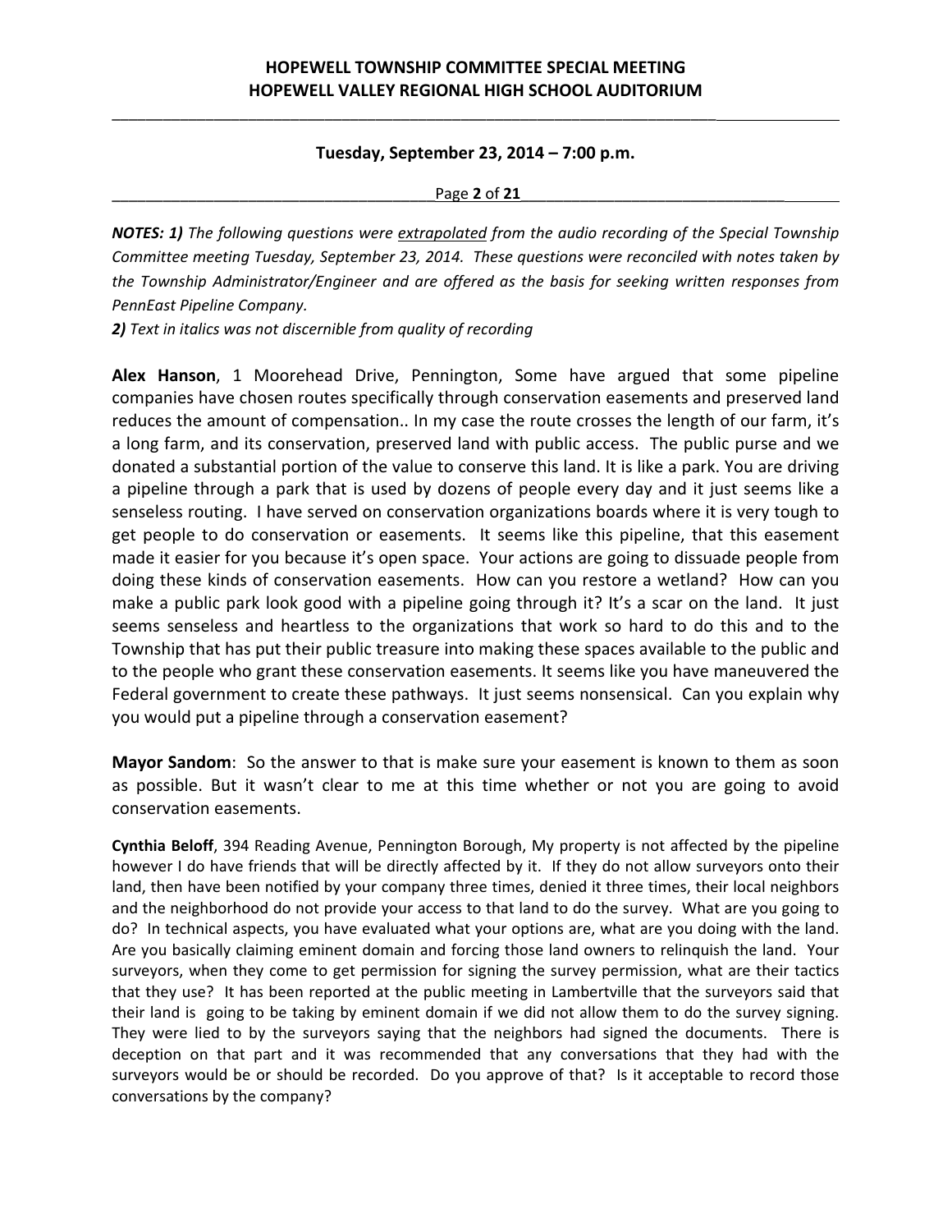***NOTES: 1)** The following questions were extrapolated from the audio recording of the Special Township Committee meeting Tuesday, September 23, 2014. These questions were reconciled with notes taken by the Township Administrator/Engineer and are offered as the basis for seeking written responses from PennEast Pipeline Company.*

***2)** Text in italics was not discernible from quality of recording*

**Alex Hanson**, 1 Moorehead Drive, Pennington, Some have argued that some pipeline companies have chosen routes specifically through conservation easements and preserved land reduces the amount of compensation.. In my case the route crosses the length of our farm, it's a long farm, and its conservation, preserved land with public access. The public purse and we donated a substantial portion of the value to conserve this land. It is like a park. You are driving a pipeline through a park that is used by dozens of people every day and it just seems like a senseless routing. I have served on conservation organizations boards where it is very tough to get people to do conservation or easements. It seems like this pipeline, that this easement made it easier for you because it's open space. Your actions are going to dissuade people from doing these kinds of conservation easements. How can you restore a wetland? How can you make a public park look good with a pipeline going through it? It's a scar on the land. It just seems senseless and heartless to the organizations that work so hard to do this and to the Township that has put their public treasure into making these spaces available to the public and to the people who grant these conservation easements. It seems like you have maneuvered the Federal government to create these pathways. It just seems nonsensical. Can you explain why you would put a pipeline through a conservation easement?

**Mayor Sandom**: So the answer to that is make sure your easement is known to them as soon as possible. But it wasn't clear to me at this time whether or not you are going to avoid conservation easements.

**Cynthia Beloff**, 394 Reading Avenue, Pennington Borough, My property is not affected by the pipeline however I do have friends that will be directly affected by it. If they do not allow surveyors onto their land, then have been notified by your company three times, denied it three times, their local neighbors and the neighborhood do not provide your access to that land to do the survey. What are you going to do? In technical aspects, you have evaluated what your options are, what are you doing with the land. Are you basically claiming eminent domain and forcing those land owners to relinquish the land. Your surveyors, when they come to get permission for signing the survey permission, what are their tactics that they use? It has been reported at the public meeting in Lambertville that the surveyors said that their land is going to be taking by eminent domain if we did not allow them to do the survey signing. They were lied to by the surveyors saying that the neighbors had signed the documents. There is deception on that part and it was recommended that any conversations that they had with the surveyors would be or should be recorded. Do you approve of that? Is it acceptable to record those conversations by the company?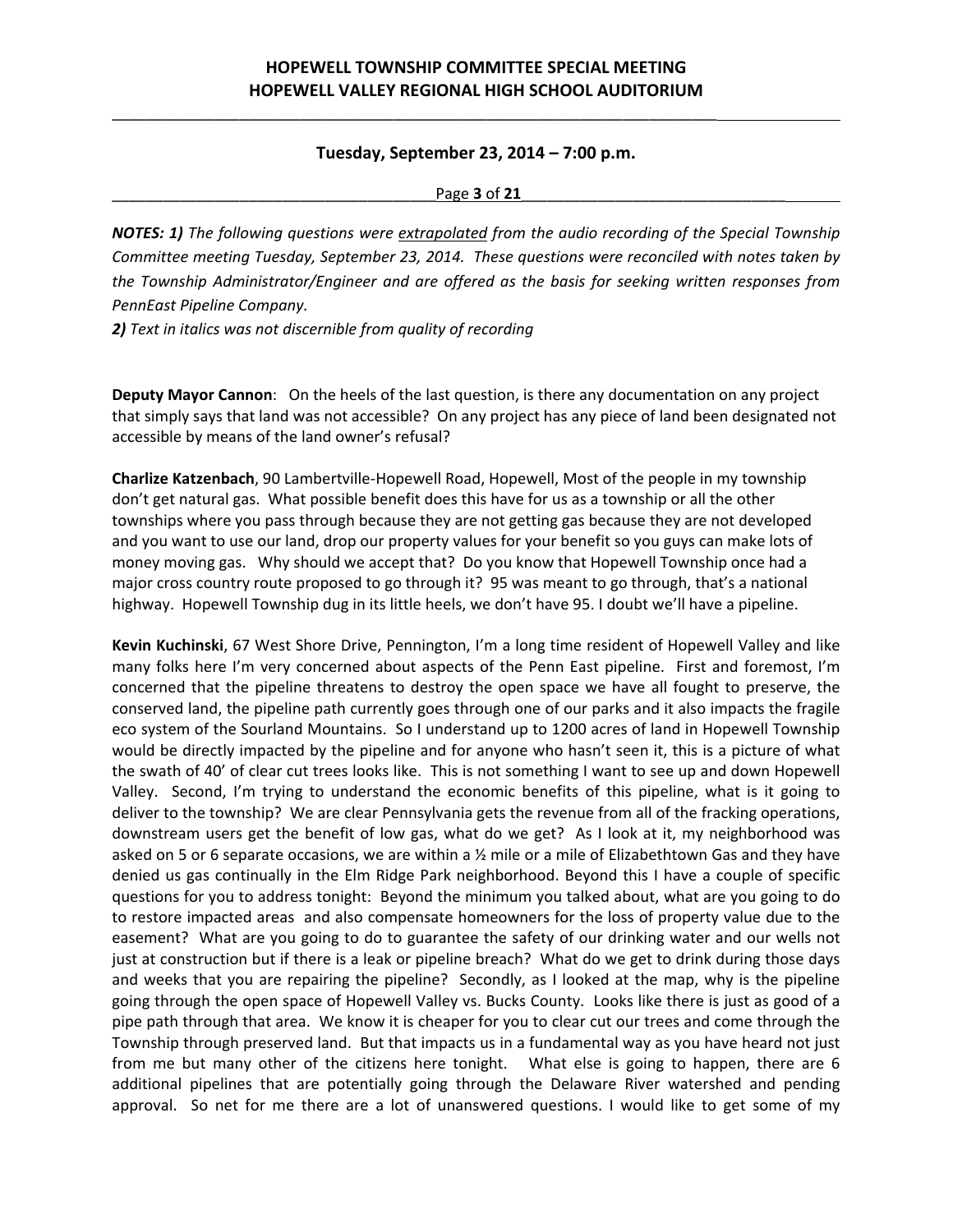*NOTES: 1) The following questions were extrapolated from the audio recording of the Special Township Committee meeting Tuesday, September 23, 2014. These questions were reconciled with notes taken by the Township Administrator/Engineer and are offered as the basis for seeking written responses from PennEast Pipeline Company.*

*2) Text in italics was not discernible from quality of recording*

**Deputy Mayor Cannon**: On the heels of the last question, is there any documentation on any project that simply says that land was not accessible? On any project has any piece of land been designated not accessible by means of the land owner's refusal?

**Charlize Katzenbach**, 90 Lambertville-Hopewell Road, Hopewell, Most of the people in my township don't get natural gas. What possible benefit does this have for us as a township or all the other townships where you pass through because they are not getting gas because they are not developed and you want to use our land, drop our property values for your benefit so you guys can make lots of money moving gas. Why should we accept that? Do you know that Hopewell Township once had a major cross country route proposed to go through it? 95 was meant to go through, that's a national highway. Hopewell Township dug in its little heels, we don't have 95. I doubt we'll have a pipeline.

**Kevin Kuchinski**, 67 West Shore Drive, Pennington, I'm a long time resident of Hopewell Valley and like many folks here I'm very concerned about aspects of the Penn East pipeline. First and foremost, I'm concerned that the pipeline threatens to destroy the open space we have all fought to preserve, the conserved land, the pipeline path currently goes through one of our parks and it also impacts the fragile eco system of the Sourland Mountains. So I understand up to 1200 acres of land in Hopewell Township would be directly impacted by the pipeline and for anyone who hasn't seen it, this is a picture of what the swath of 40' of clear cut trees looks like. This is not something I want to see up and down Hopewell Valley. Second, I'm trying to understand the economic benefits of this pipeline, what is it going to deliver to the township? We are clear Pennsylvania gets the revenue from all of the fracking operations, downstream users get the benefit of low gas, what do we get? As I look at it, my neighborhood was asked on 5 or 6 separate occasions, we are within a ½ mile or a mile of Elizabethtown Gas and they have denied us gas continually in the Elm Ridge Park neighborhood. Beyond this I have a couple of specific questions for you to address tonight: Beyond the minimum you talked about, what are you going to do to restore impacted areas and also compensate homeowners for the loss of property value due to the easement? What are you going to do to guarantee the safety of our drinking water and our wells not just at construction but if there is a leak or pipeline breach? What do we get to drink during those days and weeks that you are repairing the pipeline? Secondly, as I looked at the map, why is the pipeline going through the open space of Hopewell Valley vs. Bucks County. Looks like there is just as good of a pipe path through that area. We know it is cheaper for you to clear cut our trees and come through the Township through preserved land. But that impacts us in a fundamental way as you have heard not just from me but many other of the citizens here tonight. What else is going to happen, there are 6 additional pipelines that are potentially going through the Delaware River watershed and pending approval. So net for me there are a lot of unanswered questions. I would like to get some of my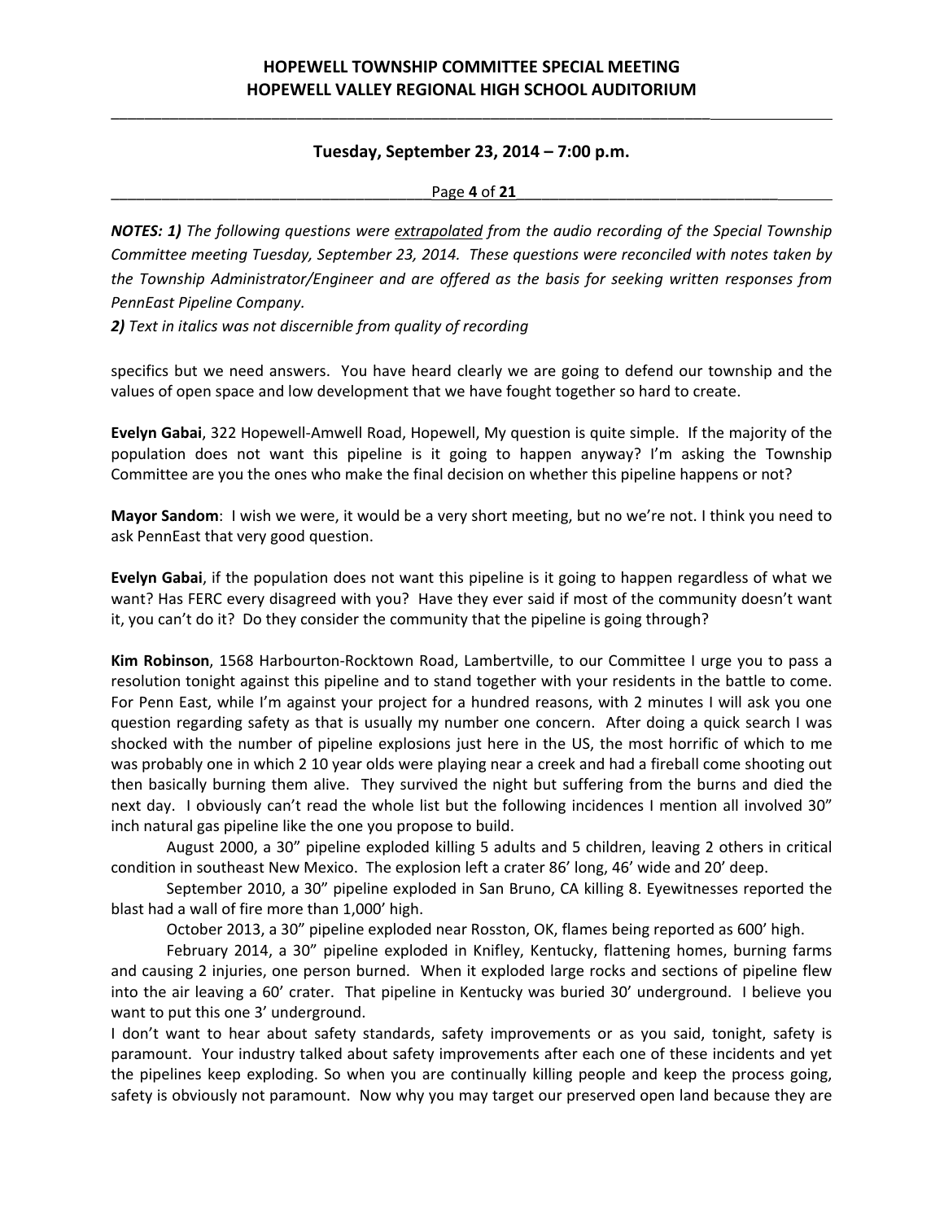*NOTES: **1)** The following questions were <u>extrapolated</u> from the audio recording of the Special Township Committee meeting Tuesday, September 23, 2014. These questions were reconciled with notes taken by the Township Administrator/Engineer and are offered as the basis for seeking written responses from PennEast Pipeline Company.*
***2)** Text in italics was not discernible from quality of recording*

specifics but we need answers. You have heard clearly we are going to defend our township and the values of open space and low development that we have fought together so hard to create.

**Evelyn Gabai**, 322 Hopewell-Amwell Road, Hopewell, My question is quite simple. If the majority of the population does not want this pipeline is it going to happen anyway? I'm asking the Township Committee are you the ones who make the final decision on whether this pipeline happens or not?

**Mayor Sandom**: I wish we were, it would be a very short meeting, but no we're not. I think you need to ask PennEast that very good question.

**Evelyn Gabai**, if the population does not want this pipeline is it going to happen regardless of what we want? Has FERC every disagreed with you? Have they ever said if most of the community doesn't want it, you can't do it? Do they consider the community that the pipeline is going through?

**Kim Robinson**, 1568 Harbourton-Rocktown Road, Lambertville, to our Committee I urge you to pass a resolution tonight against this pipeline and to stand together with your residents in the battle to come. For Penn East, while I'm against your project for a hundred reasons, with 2 minutes I will ask you one question regarding safety as that is usually my number one concern. After doing a quick search I was shocked with the number of pipeline explosions just here in the US, the most horrific of which to me was probably one in which 2 10 year olds were playing near a creek and had a fireball come shooting out then basically burning them alive. They survived the night but suffering from the burns and died the next day. I obviously can't read the whole list but the following incidences I mention all involved 30" inch natural gas pipeline like the one you propose to build.

August 2000, a 30" pipeline exploded killing 5 adults and 5 children, leaving 2 others in critical condition in southeast New Mexico. The explosion left a crater 86' long, 46' wide and 20' deep.

September 2010, a 30" pipeline exploded in San Bruno, CA killing 8. Eyewitnesses reported the blast had a wall of fire more than 1,000' high.

October 2013, a 30" pipeline exploded near Rosston, OK, flames being reported as 600' high.

February 2014, a 30" pipeline exploded in Knifley, Kentucky, flattening homes, burning farms and causing 2 injuries, one person burned. When it exploded large rocks and sections of pipeline flew into the air leaving a 60' crater. That pipeline in Kentucky was buried 30' underground. I believe you want to put this one 3' underground.

I don't want to hear about safety standards, safety improvements or as you said, tonight, safety is paramount. Your industry talked about safety improvements after each one of these incidents and yet the pipelines keep exploding. So when you are continually killing people and keep the process going, safety is obviously not paramount. Now why you may target our preserved open land because they are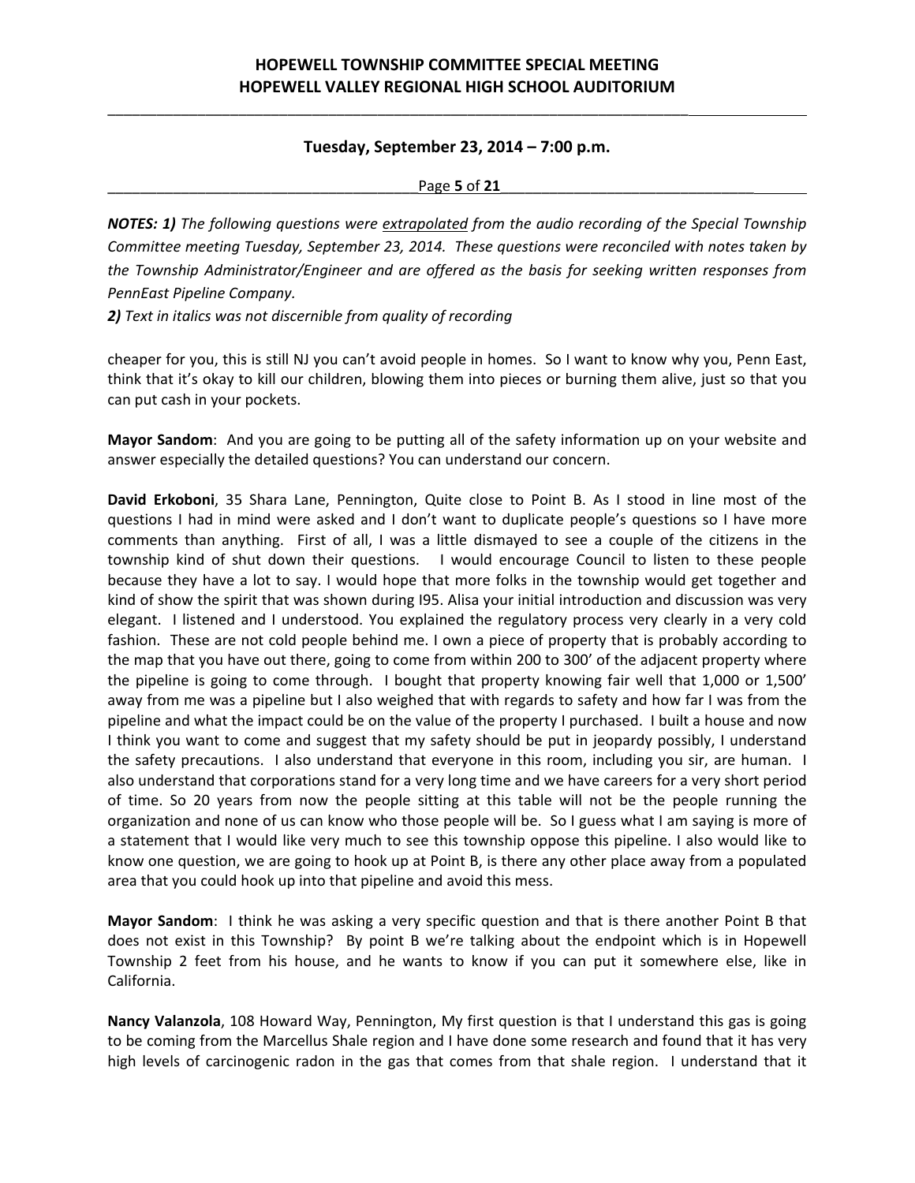***NOTES: 1)*** *The following questions were* *__extrapolated__* *from the audio recording of the Special Township Committee meeting Tuesday, September 23, 2014. These questions were reconciled with notes taken by the Township Administrator/Engineer and are offered as the basis for seeking written responses from PennEast Pipeline Company.*

***2)*** *Text in italics was not discernible from quality of recording*

cheaper for you, this is still NJ you can't avoid people in homes. So I want to know why you, Penn East, think that it's okay to kill our children, blowing them into pieces or burning them alive, just so that you can put cash in your pockets.

**Mayor Sandom**: And you are going to be putting all of the safety information up on your website and answer especially the detailed questions? You can understand our concern.

**David Erkoboni**, 35 Shara Lane, Pennington, Quite close to Point B. As I stood in line most of the questions I had in mind were asked and I don't want to duplicate people's questions so I have more comments than anything. First of all, I was a little dismayed to see a couple of the citizens in the township kind of shut down their questions. I would encourage Council to listen to these people because they have a lot to say. I would hope that more folks in the township would get together and kind of show the spirit that was shown during I95. Alisa your initial introduction and discussion was very elegant. I listened and I understood. You explained the regulatory process very clearly in a very cold fashion. These are not cold people behind me. I own a piece of property that is probably according to the map that you have out there, going to come from within 200 to 300' of the adjacent property where the pipeline is going to come through. I bought that property knowing fair well that 1,000 or 1,500' away from me was a pipeline but I also weighed that with regards to safety and how far I was from the pipeline and what the impact could be on the value of the property I purchased. I built a house and now I think you want to come and suggest that my safety should be put in jeopardy possibly, I understand the safety precautions. I also understand that everyone in this room, including you sir, are human. I also understand that corporations stand for a very long time and we have careers for a very short period of time. So 20 years from now the people sitting at this table will not be the people running the organization and none of us can know who those people will be. So I guess what I am saying is more of a statement that I would like very much to see this township oppose this pipeline. I also would like to know one question, we are going to hook up at Point B, is there any other place away from a populated area that you could hook up into that pipeline and avoid this mess.

**Mayor Sandom**: I think he was asking a very specific question and that is there another Point B that does not exist in this Township? By point B we're talking about the endpoint which is in Hopewell Township 2 feet from his house, and he wants to know if you can put it somewhere else, like in California.

**Nancy Valanzola**, 108 Howard Way, Pennington, My first question is that I understand this gas is going to be coming from the Marcellus Shale region and I have done some research and found that it has very high levels of carcinogenic radon in the gas that comes from that shale region. I understand that it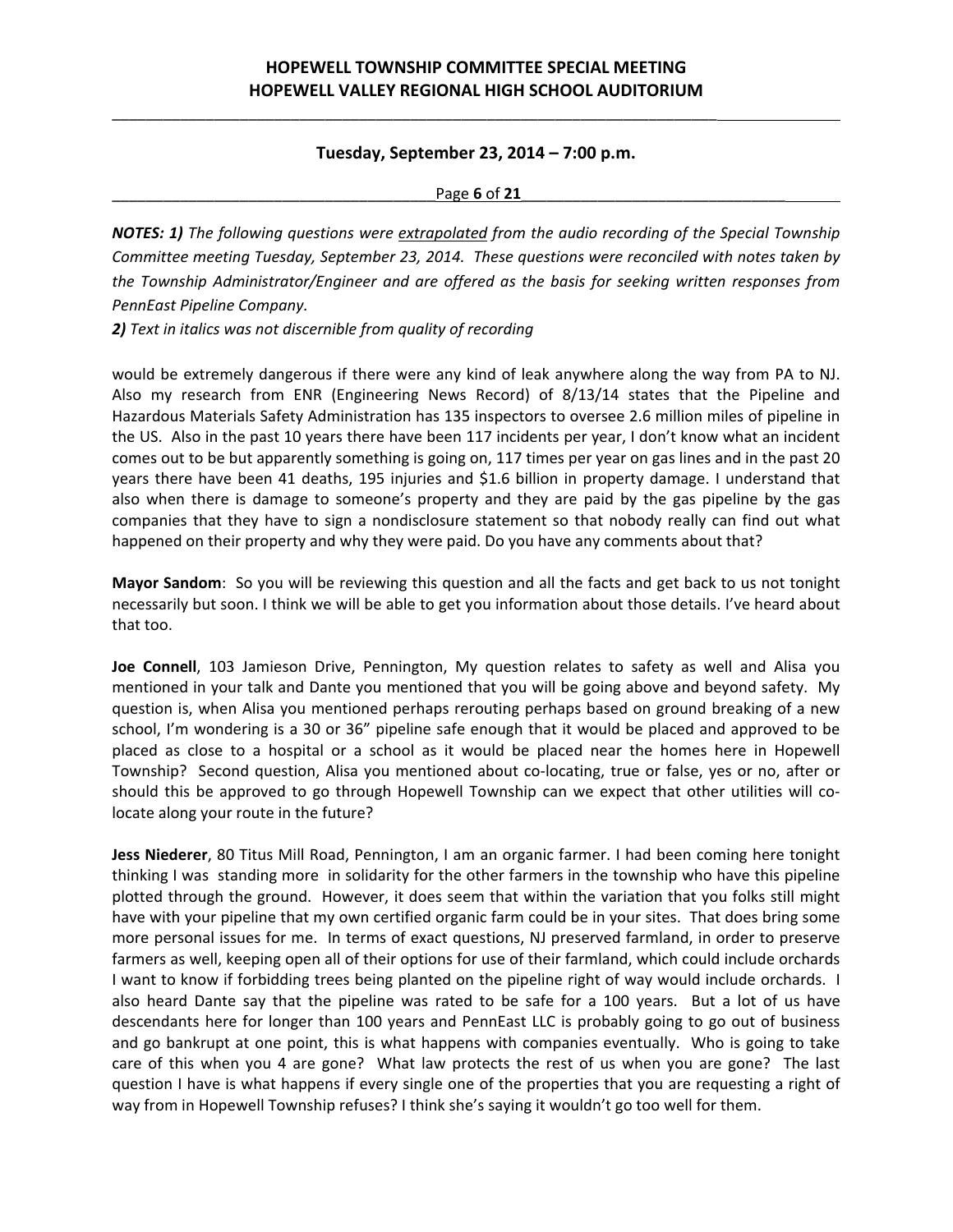**NOTES: 1)** *The following questions were* *__extrapolated__* *from the audio recording of the Special Township Committee meeting Tuesday, September 23, 2014. These questions were reconciled with notes taken by the Township Administrator/Engineer and are offered as the basis for seeking written responses from PennEast Pipeline Company.*

***2)*** *Text in italics was not discernible from quality of recording*

would be extremely dangerous if there were any kind of leak anywhere along the way from PA to NJ. Also my research from ENR (Engineering News Record) of 8/13/14 states that the Pipeline and Hazardous Materials Safety Administration has 135 inspectors to oversee 2.6 million miles of pipeline in the US. Also in the past 10 years there have been 117 incidents per year, I don't know what an incident comes out to be but apparently something is going on, 117 times per year on gas lines and in the past 20 years there have been 41 deaths, 195 injuries and $1.6 billion in property damage. I understand that also when there is damage to someone's property and they are paid by the gas pipeline by the gas companies that they have to sign a nondisclosure statement so that nobody really can find out what happened on their property and why they were paid. Do you have any comments about that?

**Mayor Sandom**: So you will be reviewing this question and all the facts and get back to us not tonight necessarily but soon. I think we will be able to get you information about those details. I've heard about that too.

**Joe Connell**, 103 Jamieson Drive, Pennington, My question relates to safety as well and Alisa you mentioned in your talk and Dante you mentioned that you will be going above and beyond safety. My question is, when Alisa you mentioned perhaps rerouting perhaps based on ground breaking of a new school, I'm wondering is a 30 or 36" pipeline safe enough that it would be placed and approved to be placed as close to a hospital or a school as it would be placed near the homes here in Hopewell Township? Second question, Alisa you mentioned about co-locating, true or false, yes or no, after or should this be approved to go through Hopewell Township can we expect that other utilities will co-locate along your route in the future?

**Jess Niederer**, 80 Titus Mill Road, Pennington, I am an organic farmer. I had been coming here tonight thinking I was standing more in solidarity for the other farmers in the township who have this pipeline plotted through the ground. However, it does seem that within the variation that you folks still might have with your pipeline that my own certified organic farm could be in your sites. That does bring some more personal issues for me. In terms of exact questions, NJ preserved farmland, in order to preserve farmers as well, keeping open all of their options for use of their farmland, which could include orchards I want to know if forbidding trees being planted on the pipeline right of way would include orchards. I also heard Dante say that the pipeline was rated to be safe for a 100 years. But a lot of us have descendants here for longer than 100 years and PennEast LLC is probably going to go out of business and go bankrupt at one point, this is what happens with companies eventually. Who is going to take care of this when you 4 are gone? What law protects the rest of us when you are gone? The last question I have is what happens if every single one of the properties that you are requesting a right of way from in Hopewell Township refuses? I think she's saying it wouldn't go too well for them.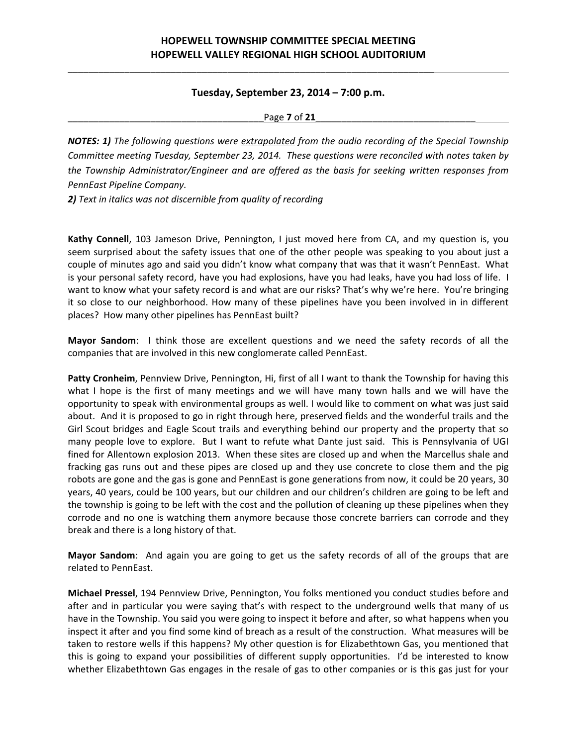*NOTES: **1)** The following questions were extrapolated from the audio recording of the Special Township Committee meeting Tuesday, September 23, 2014. These questions were reconciled with notes taken by the Township Administrator/Engineer and are offered as the basis for seeking written responses from PennEast Pipeline Company.*

***2)** Text in italics was not discernible from quality of recording*

**Kathy Connell**, 103 Jameson Drive, Pennington, I just moved here from CA, and my question is, you seem surprised about the safety issues that one of the other people was speaking to you about just a couple of minutes ago and said you didn't know what company that was that it wasn't PennEast. What is your personal safety record, have you had explosions, have you had leaks, have you had loss of life. I want to know what your safety record is and what are our risks? That's why we're here. You're bringing it so close to our neighborhood. How many of these pipelines have you been involved in in different places? How many other pipelines has PennEast built?

**Mayor Sandom**: I think those are excellent questions and we need the safety records of all the companies that are involved in this new conglomerate called PennEast.

**Patty Cronheim**, Pennview Drive, Pennington, Hi, first of all I want to thank the Township for having this what I hope is the first of many meetings and we will have many town halls and we will have the opportunity to speak with environmental groups as well. I would like to comment on what was just said about. And it is proposed to go in right through here, preserved fields and the wonderful trails and the Girl Scout bridges and Eagle Scout trails and everything behind our property and the property that so many people love to explore. But I want to refute what Dante just said. This is Pennsylvania of UGI fined for Allentown explosion 2013. When these sites are closed up and when the Marcellus shale and fracking gas runs out and these pipes are closed up and they use concrete to close them and the pig robots are gone and the gas is gone and PennEast is gone generations from now, it could be 20 years, 30 years, 40 years, could be 100 years, but our children and our children's children are going to be left and the township is going to be left with the cost and the pollution of cleaning up these pipelines when they corrode and no one is watching them anymore because those concrete barriers can corrode and they break and there is a long history of that.

**Mayor Sandom**: And again you are going to get us the safety records of all of the groups that are related to PennEast.

**Michael Pressel**, 194 Pennview Drive, Pennington, You folks mentioned you conduct studies before and after and in particular you were saying that's with respect to the underground wells that many of us have in the Township. You said you were going to inspect it before and after, so what happens when you inspect it after and you find some kind of breach as a result of the construction. What measures will be taken to restore wells if this happens? My other question is for Elizabethtown Gas, you mentioned that this is going to expand your possibilities of different supply opportunities. I'd be interested to know whether Elizabethtown Gas engages in the resale of gas to other companies or is this gas just for your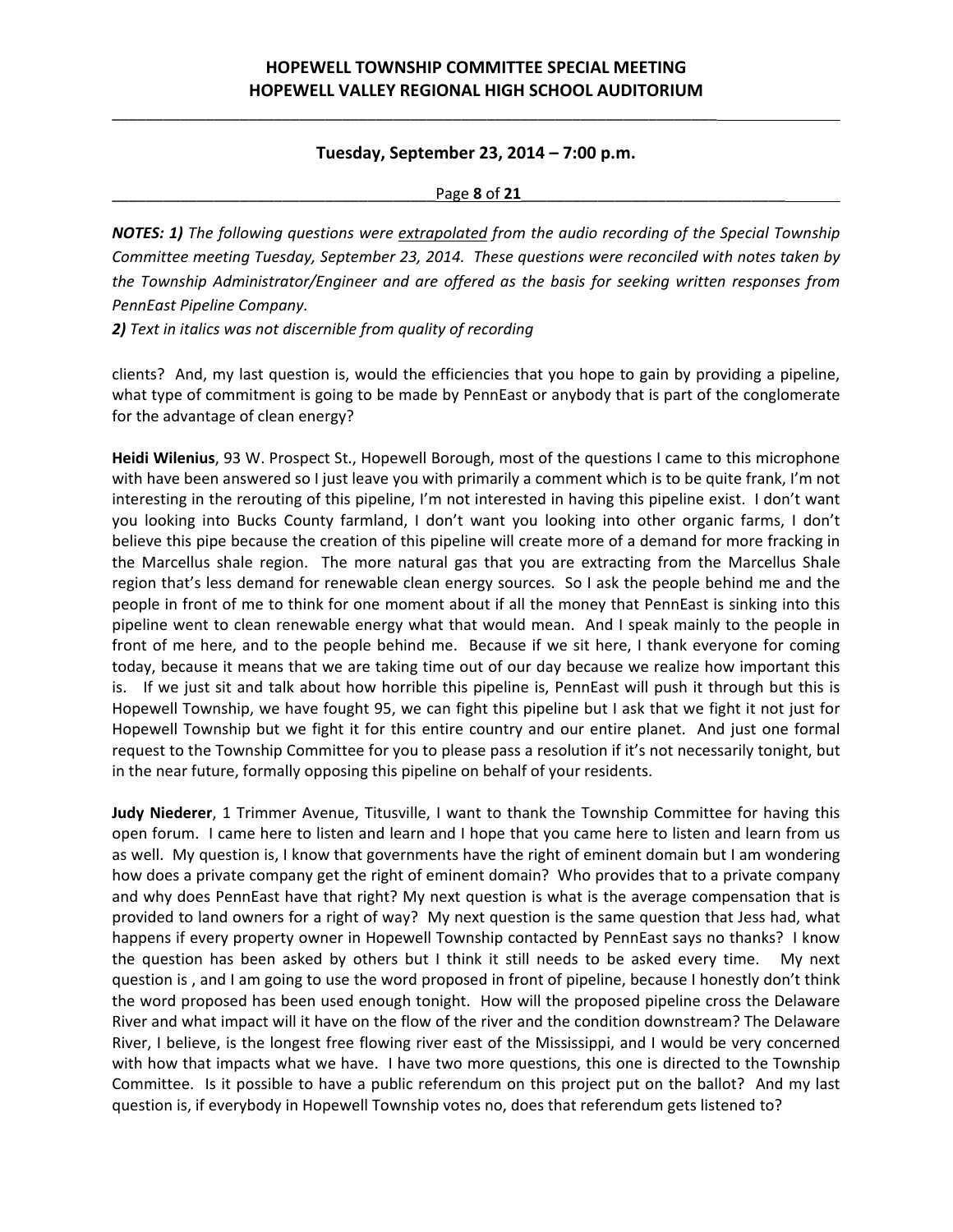*NOTES: 1) The following questions were extrapolated from the audio recording of the Special Township Committee meeting Tuesday, September 23, 2014. These questions were reconciled with notes taken by the Township Administrator/Engineer and are offered as the basis for seeking written responses from PennEast Pipeline Company.*

*2) Text in italics was not discernible from quality of recording*

clients? And, my last question is, would the efficiencies that you hope to gain by providing a pipeline, what type of commitment is going to be made by PennEast or anybody that is part of the conglomerate for the advantage of clean energy?

**Heidi Wilenius**, 93 W. Prospect St., Hopewell Borough, most of the questions I came to this microphone with have been answered so I just leave you with primarily a comment which is to be quite frank, I'm not interesting in the rerouting of this pipeline, I'm not interested in having this pipeline exist. I don't want you looking into Bucks County farmland, I don't want you looking into other organic farms, I don't believe this pipe because the creation of this pipeline will create more of a demand for more fracking in the Marcellus shale region. The more natural gas that you are extracting from the Marcellus Shale region that's less demand for renewable clean energy sources. So I ask the people behind me and the people in front of me to think for one moment about if all the money that PennEast is sinking into this pipeline went to clean renewable energy what that would mean. And I speak mainly to the people in front of me here, and to the people behind me. Because if we sit here, I thank everyone for coming today, because it means that we are taking time out of our day because we realize how important this is. If we just sit and talk about how horrible this pipeline is, PennEast will push it through but this is Hopewell Township, we have fought 95, we can fight this pipeline but I ask that we fight it not just for Hopewell Township but we fight it for this entire country and our entire planet. And just one formal request to the Township Committee for you to please pass a resolution if it's not necessarily tonight, but in the near future, formally opposing this pipeline on behalf of your residents.

**Judy Niederer**, 1 Trimmer Avenue, Titusville, I want to thank the Township Committee for having this open forum. I came here to listen and learn and I hope that you came here to listen and learn from us as well. My question is, I know that governments have the right of eminent domain but I am wondering how does a private company get the right of eminent domain? Who provides that to a private company and why does PennEast have that right? My next question is what is the average compensation that is provided to land owners for a right of way? My next question is the same question that Jess had, what happens if every property owner in Hopewell Township contacted by PennEast says no thanks? I know the question has been asked by others but I think it still needs to be asked every time. My next question is , and I am going to use the word proposed in front of pipeline, because I honestly don't think the word proposed has been used enough tonight. How will the proposed pipeline cross the Delaware River and what impact will it have on the flow of the river and the condition downstream? The Delaware River, I believe, is the longest free flowing river east of the Mississippi, and I would be very concerned with how that impacts what we have. I have two more questions, this one is directed to the Township Committee. Is it possible to have a public referendum on this project put on the ballot? And my last question is, if everybody in Hopewell Township votes no, does that referendum gets listened to?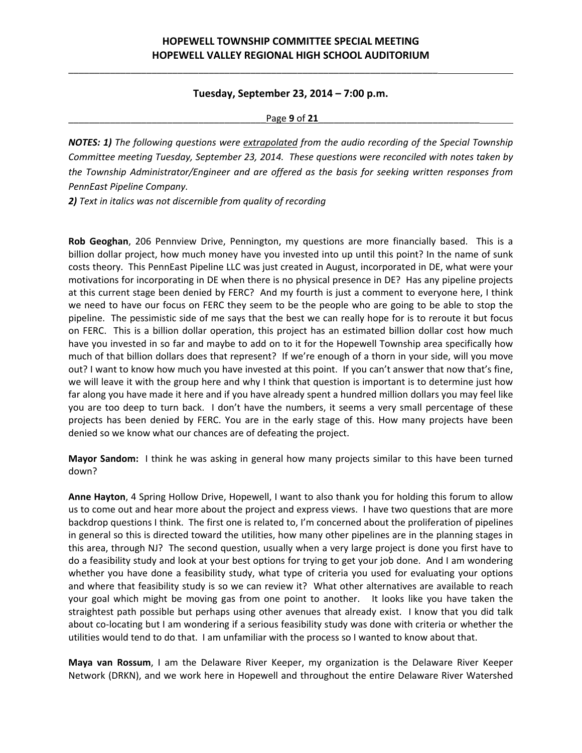**NOTES: 1)** *The following questions were extrapolated from the audio recording of the Special Township Committee meeting Tuesday, September 23, 2014. These questions were reconciled with notes taken by the Township Administrator/Engineer and are offered as the basis for seeking written responses from PennEast Pipeline Company.*

**2)** *Text in italics was not discernible from quality of recording*

**Rob Geoghan**, 206 Pennview Drive, Pennington, my questions are more financially based. This is a billion dollar project, how much money have you invested into up until this point? In the name of sunk costs theory. This PennEast Pipeline LLC was just created in August, incorporated in DE, what were your motivations for incorporating in DE when there is no physical presence in DE? Has any pipeline projects at this current stage been denied by FERC? And my fourth is just a comment to everyone here, I think we need to have our focus on FERC they seem to be the people who are going to be able to stop the pipeline. The pessimistic side of me says that the best we can really hope for is to reroute it but focus on FERC. This is a billion dollar operation, this project has an estimated billion dollar cost how much have you invested in so far and maybe to add on to it for the Hopewell Township area specifically how much of that billion dollars does that represent? If we're enough of a thorn in your side, will you move out? I want to know how much you have invested at this point. If you can't answer that now that's fine, we will leave it with the group here and why I think that question is important is to determine just how far along you have made it here and if you have already spent a hundred million dollars you may feel like you are too deep to turn back. I don't have the numbers, it seems a very small percentage of these projects has been denied by FERC. You are in the early stage of this. How many projects have been denied so we know what our chances are of defeating the project.

**Mayor Sandom:** I think he was asking in general how many projects similar to this have been turned down?

**Anne Hayton**, 4 Spring Hollow Drive, Hopewell, I want to also thank you for holding this forum to allow us to come out and hear more about the project and express views. I have two questions that are more backdrop questions I think. The first one is related to, I'm concerned about the proliferation of pipelines in general so this is directed toward the utilities, how many other pipelines are in the planning stages in this area, through NJ? The second question, usually when a very large project is done you first have to do a feasibility study and look at your best options for trying to get your job done. And I am wondering whether you have done a feasibility study, what type of criteria you used for evaluating your options and where that feasibility study is so we can review it? What other alternatives are available to reach your goal which might be moving gas from one point to another. It looks like you have taken the straightest path possible but perhaps using other avenues that already exist. I know that you did talk about co-locating but I am wondering if a serious feasibility study was done with criteria or whether the utilities would tend to do that. I am unfamiliar with the process so I wanted to know about that.

**Maya van Rossum**, I am the Delaware River Keeper, my organization is the Delaware River Keeper Network (DRKN), and we work here in Hopewell and throughout the entire Delaware River Watershed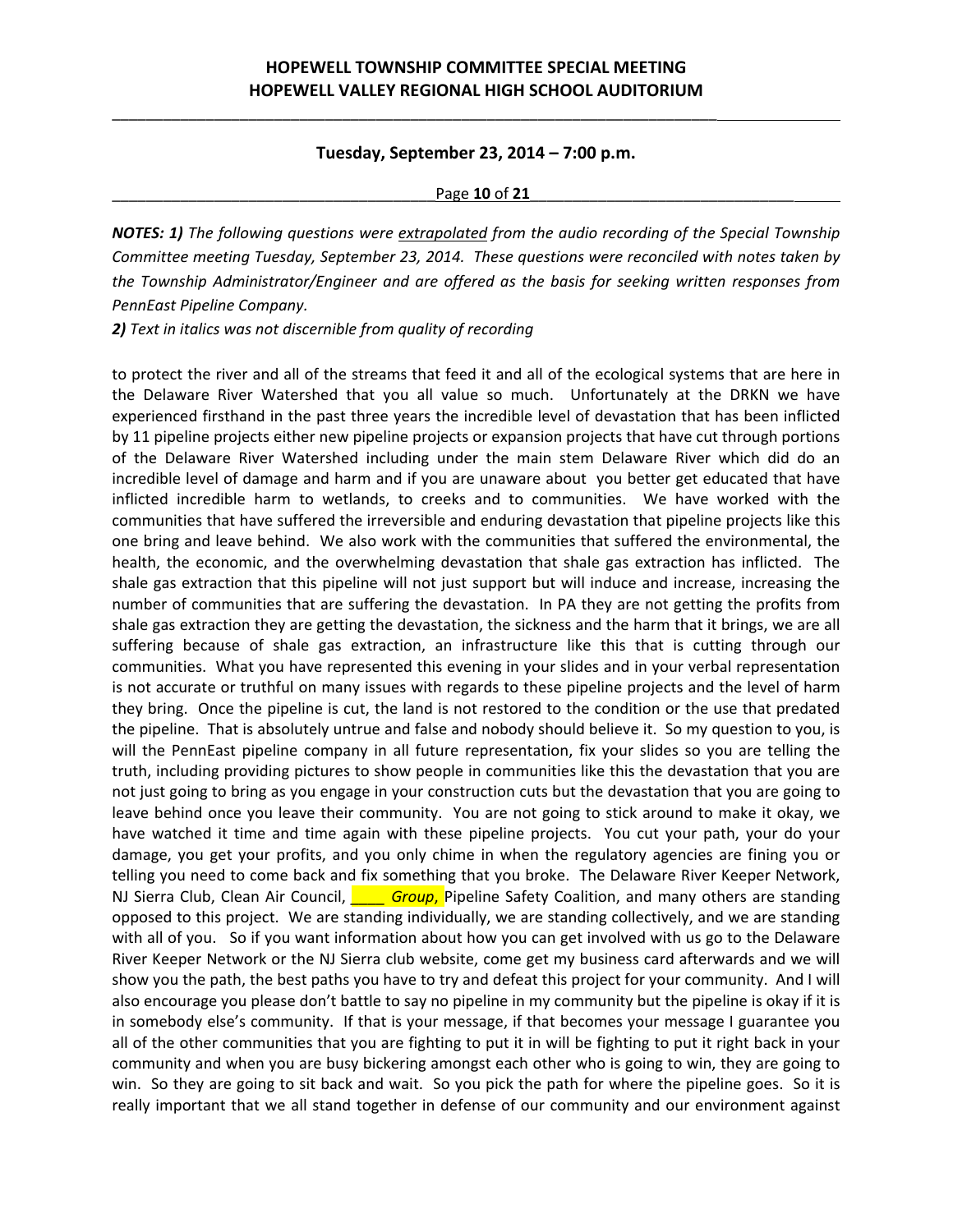**_NOTES: 1)_** *The following questions were* *__extrapolated__* *from the audio recording of the Special Township Committee meeting Tuesday, September 23, 2014. These questions were reconciled with notes taken by the Township Administrator/Engineer and are offered as the basis for seeking written responses from PennEast Pipeline Company.*

**_2)_** *Text in italics was not discernible from quality of recording*

to protect the river and all of the streams that feed it and all of the ecological systems that are here in the Delaware River Watershed that you all value so much. Unfortunately at the DRKN we have experienced firsthand in the past three years the incredible level of devastation that has been inflicted by 11 pipeline projects either new pipeline projects or expansion projects that have cut through portions of the Delaware River Watershed including under the main stem Delaware River which did do an incredible level of damage and harm and if you are unaware about you better get educated that have inflicted incredible harm to wetlands, to creeks and to communities. We have worked with the communities that have suffered the irreversible and enduring devastation that pipeline projects like this one bring and leave behind. We also work with the communities that suffered the environmental, the health, the economic, and the overwhelming devastation that shale gas extraction has inflicted. The shale gas extraction that this pipeline will not just support but will induce and increase, increasing the number of communities that are suffering the devastation. In PA they are not getting the profits from shale gas extraction they are getting the devastation, the sickness and the harm that it brings, we are all suffering because of shale gas extraction, an infrastructure like this that is cutting through our communities. What you have represented this evening in your slides and in your verbal representation is not accurate or truthful on many issues with regards to these pipeline projects and the level of harm they bring. Once the pipeline is cut, the land is not restored to the condition or the use that predated the pipeline. That is absolutely untrue and false and nobody should believe it. So my question to you, is will the PennEast pipeline company in all future representation, fix your slides so you are telling the truth, including providing pictures to show people in communities like this the devastation that you are not just going to bring as you engage in your construction cuts but the devastation that you are going to leave behind once you leave their community. You are not going to stick around to make it okay, we have watched it time and time again with these pipeline projects. You cut your path, your do your damage, you get your profits, and you only chime in when the regulatory agencies are fining you or telling you need to come back and fix something that you broke. The Delaware River Keeper Network, NJ Sierra Club, Clean Air Council, ____ *Group*, Pipeline Safety Coalition, and many others are standing opposed to this project. We are standing individually, we are standing collectively, and we are standing with all of you. So if you want information about how you can get involved with us go to the Delaware River Keeper Network or the NJ Sierra club website, come get my business card afterwards and we will show you the path, the best paths you have to try and defeat this project for your community. And I will also encourage you please don't battle to say no pipeline in my community but the pipeline is okay if it is in somebody else's community. If that is your message, if that becomes your message I guarantee you all of the other communities that you are fighting to put it in will be fighting to put it right back in your community and when you are busy bickering amongst each other who is going to win, they are going to win. So they are going to sit back and wait. So you pick the path for where the pipeline goes. So it is really important that we all stand together in defense of our community and our environment against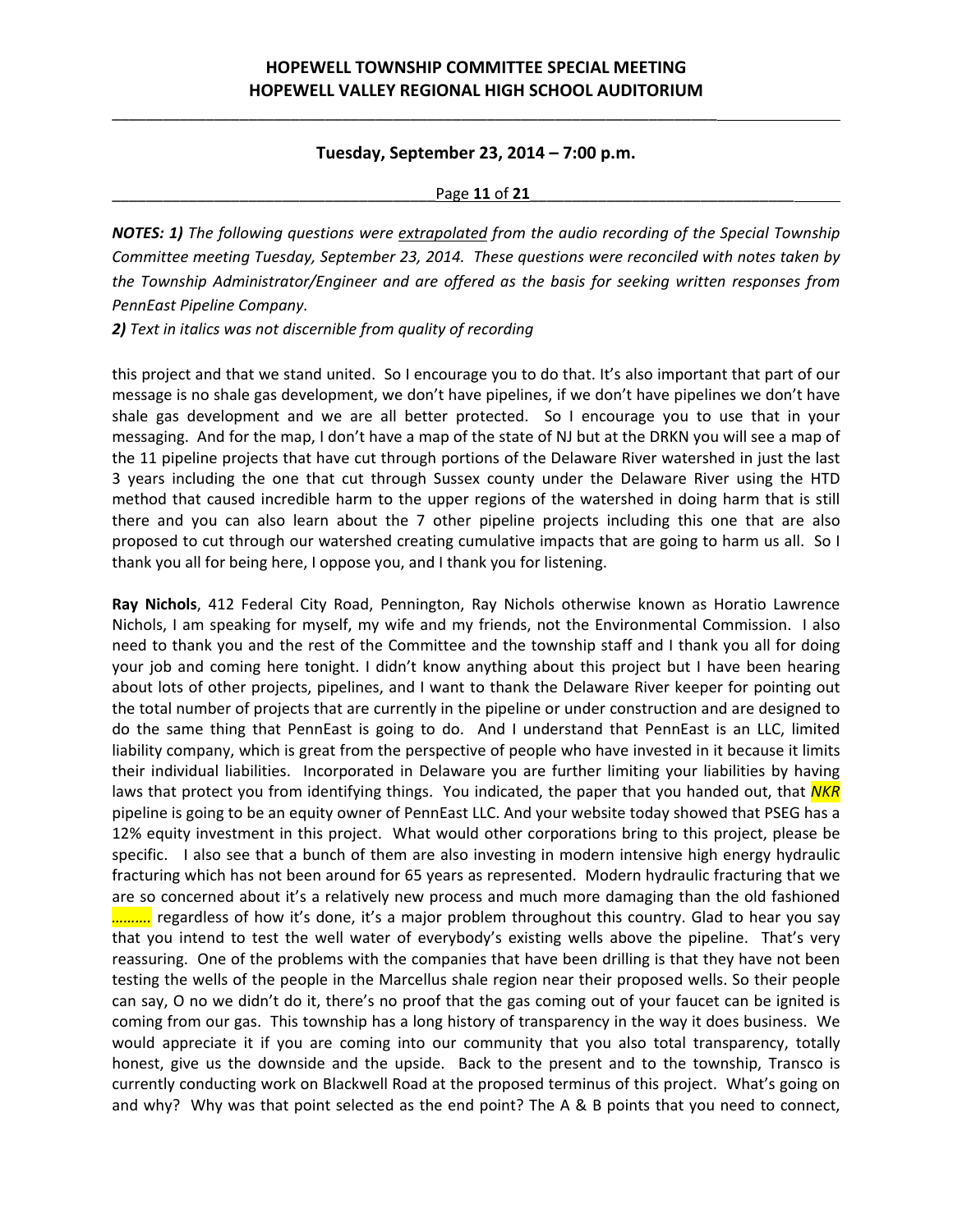***NOTES: 1)*** *The following questions were* ***extrapolated*** *from the audio recording of the Special Township Committee meeting Tuesday, September 23, 2014. These questions were reconciled with notes taken by the Township Administrator/Engineer and are offered as the basis for seeking written responses from PennEast Pipeline Company.*

***2)*** *Text in italics was not discernible from quality of recording*

this project and that we stand united. So I encourage you to do that. It's also important that part of our message is no shale gas development, we don't have pipelines, if we don't have pipelines we don't have shale gas development and we are all better protected. So I encourage you to use that in your messaging. And for the map, I don't have a map of the state of NJ but at the DRKN you will see a map of the 11 pipeline projects that have cut through portions of the Delaware River watershed in just the last 3 years including the one that cut through Sussex county under the Delaware River using the HTD method that caused incredible harm to the upper regions of the watershed in doing harm that is still there and you can also learn about the 7 other pipeline projects including this one that are also proposed to cut through our watershed creating cumulative impacts that are going to harm us all. So I thank you all for being here, I oppose you, and I thank you for listening.

**Ray Nichols**, 412 Federal City Road, Pennington, Ray Nichols otherwise known as Horatio Lawrence Nichols, I am speaking for myself, my wife and my friends, not the Environmental Commission. I also need to thank you and the rest of the Committee and the township staff and I thank you all for doing your job and coming here tonight. I didn't know anything about this project but I have been hearing about lots of other projects, pipelines, and I want to thank the Delaware River keeper for pointing out the total number of projects that are currently in the pipeline or under construction and are designed to do the same thing that PennEast is going to do. And I understand that PennEast is an LLC, limited liability company, which is great from the perspective of people who have invested in it because it limits their individual liabilities. Incorporated in Delaware you are further limiting your liabilities by having laws that protect you from identifying things. You indicated, the paper that you handed out, that *NKR* pipeline is going to be an equity owner of PennEast LLC. And your website today showed that PSEG has a 12% equity investment in this project. What would other corporations bring to this project, please be specific. I also see that a bunch of them are also investing in modern intensive high energy hydraulic fracturing which has not been around for 65 years as represented. Modern hydraulic fracturing that we are so concerned about it's a relatively new process and much more damaging than the old fashioned ………. regardless of how it's done, it's a major problem throughout this country. Glad to hear you say that you intend to test the well water of everybody's existing wells above the pipeline. That's very reassuring. One of the problems with the companies that have been drilling is that they have not been testing the wells of the people in the Marcellus shale region near their proposed wells. So their people can say, O no we didn't do it, there's no proof that the gas coming out of your faucet can be ignited is coming from our gas. This township has a long history of transparency in the way it does business. We would appreciate it if you are coming into our community that you also total transparency, totally honest, give us the downside and the upside. Back to the present and to the township, Transco is currently conducting work on Blackwell Road at the proposed terminus of this project. What's going on and why? Why was that point selected as the end point? The A & B points that you need to connect,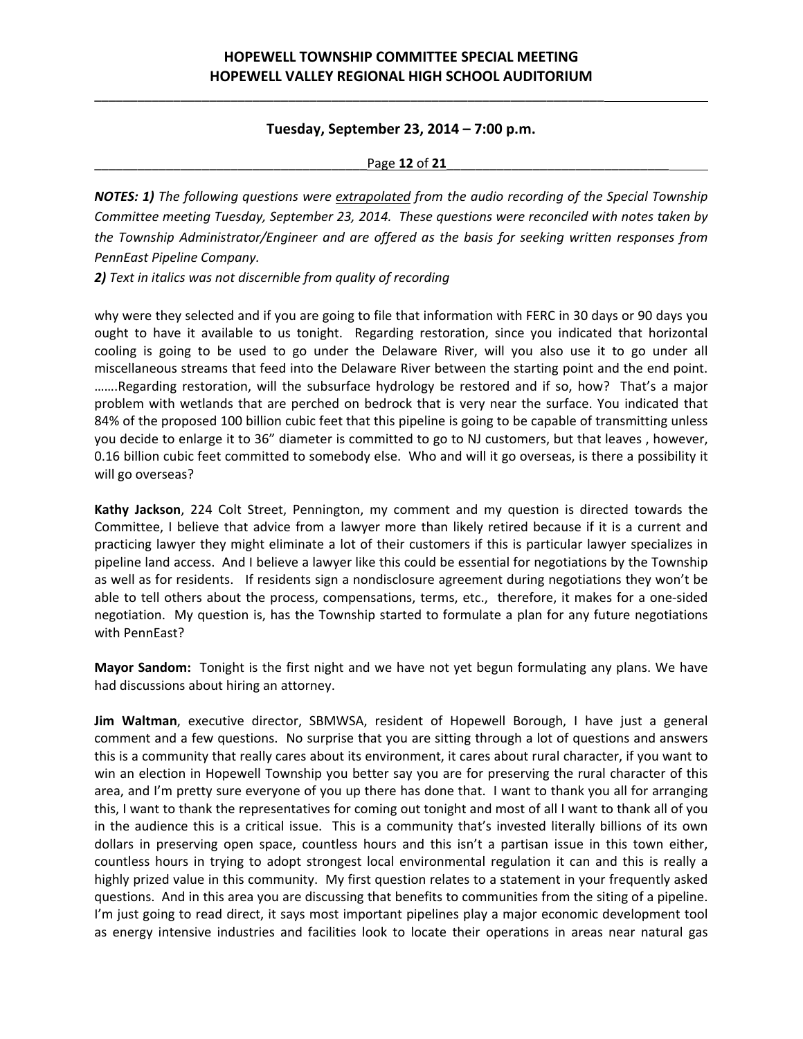*NOTES: **1)** The following questions were extrapolated from the audio recording of the Special Township Committee meeting Tuesday, September 23, 2014. These questions were reconciled with notes taken by the Township Administrator/Engineer and are offered as the basis for seeking written responses from PennEast Pipeline Company.*

***2)** Text in italics was not discernible from quality of recording*

why were they selected and if you are going to file that information with FERC in 30 days or 90 days you ought to have it available to us tonight. Regarding restoration, since you indicated that horizontal cooling is going to be used to go under the Delaware River, will you also use it to go under all miscellaneous streams that feed into the Delaware River between the starting point and the end point. …….Regarding restoration, will the subsurface hydrology be restored and if so, how? That's a major problem with wetlands that are perched on bedrock that is very near the surface. You indicated that 84% of the proposed 100 billion cubic feet that this pipeline is going to be capable of transmitting unless you decide to enlarge it to 36" diameter is committed to go to NJ customers, but that leaves , however, 0.16 billion cubic feet committed to somebody else. Who and will it go overseas, is there a possibility it will go overseas?

**Kathy Jackson**, 224 Colt Street, Pennington, my comment and my question is directed towards the Committee, I believe that advice from a lawyer more than likely retired because if it is a current and practicing lawyer they might eliminate a lot of their customers if this is particular lawyer specializes in pipeline land access. And I believe a lawyer like this could be essential for negotiations by the Township as well as for residents. If residents sign a nondisclosure agreement during negotiations they won't be able to tell others about the process, compensations, terms, etc., therefore, it makes for a one-sided negotiation. My question is, has the Township started to formulate a plan for any future negotiations with PennEast?

**Mayor Sandom:** Tonight is the first night and we have not yet begun formulating any plans. We have had discussions about hiring an attorney.

**Jim Waltman**, executive director, SBMWSA, resident of Hopewell Borough, I have just a general comment and a few questions. No surprise that you are sitting through a lot of questions and answers this is a community that really cares about its environment, it cares about rural character, if you want to win an election in Hopewell Township you better say you are for preserving the rural character of this area, and I'm pretty sure everyone of you up there has done that. I want to thank you all for arranging this, I want to thank the representatives for coming out tonight and most of all I want to thank all of you in the audience this is a critical issue. This is a community that's invested literally billions of its own dollars in preserving open space, countless hours and this isn't a partisan issue in this town either, countless hours in trying to adopt strongest local environmental regulation it can and this is really a highly prized value in this community. My first question relates to a statement in your frequently asked questions. And in this area you are discussing that benefits to communities from the siting of a pipeline. I'm just going to read direct, it says most important pipelines play a major economic development tool as energy intensive industries and facilities look to locate their operations in areas near natural gas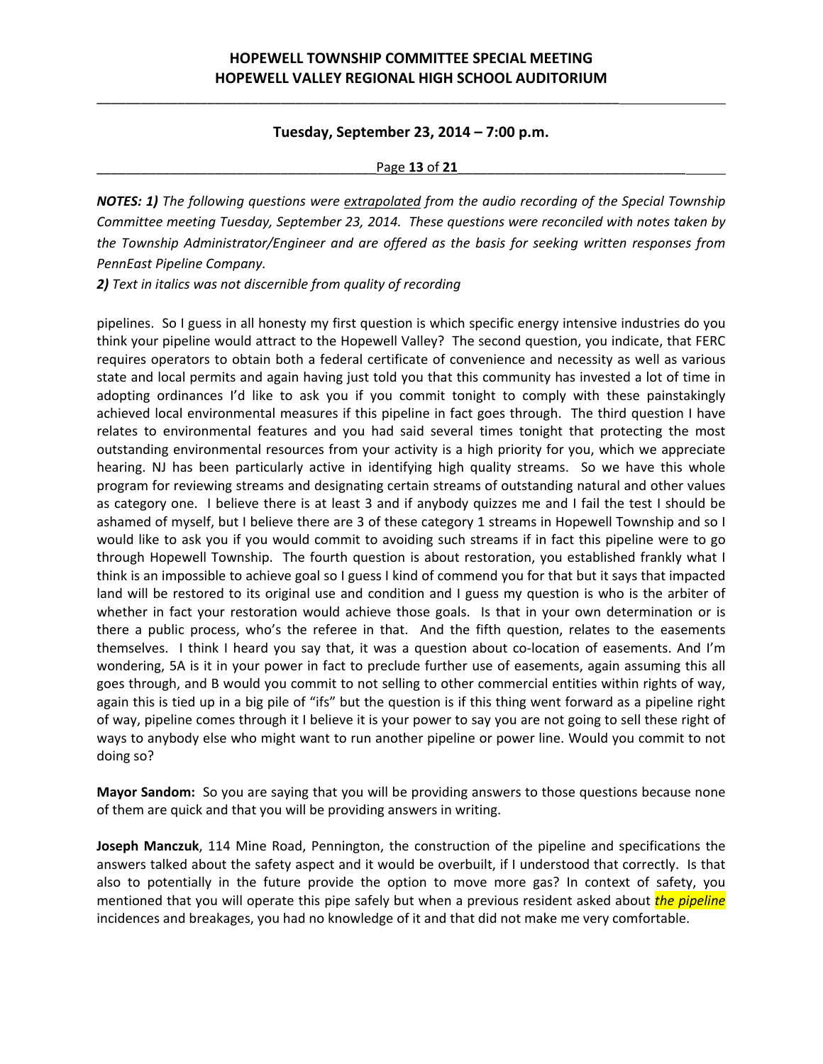**NOTES: 1)** *The following questions were extrapolated from the audio recording of the Special Township Committee meeting Tuesday, September 23, 2014. These questions were reconciled with notes taken by the Township Administrator/Engineer and are offered as the basis for seeking written responses from PennEast Pipeline Company.*

***2)** Text in italics was not discernible from quality of recording*

pipelines. So I guess in all honesty my first question is which specific energy intensive industries do you think your pipeline would attract to the Hopewell Valley? The second question, you indicate, that FERC requires operators to obtain both a federal certificate of convenience and necessity as well as various state and local permits and again having just told you that this community has invested a lot of time in adopting ordinances I'd like to ask you if you commit tonight to comply with these painstakingly achieved local environmental measures if this pipeline in fact goes through. The third question I have relates to environmental features and you had said several times tonight that protecting the most outstanding environmental resources from your activity is a high priority for you, which we appreciate hearing. NJ has been particularly active in identifying high quality streams. So we have this whole program for reviewing streams and designating certain streams of outstanding natural and other values as category one. I believe there is at least 3 and if anybody quizzes me and I fail the test I should be ashamed of myself, but I believe there are 3 of these category 1 streams in Hopewell Township and so I would like to ask you if you would commit to avoiding such streams if in fact this pipeline were to go through Hopewell Township. The fourth question is about restoration, you established frankly what I think is an impossible to achieve goal so I guess I kind of commend you for that but it says that impacted land will be restored to its original use and condition and I guess my question is who is the arbiter of whether in fact your restoration would achieve those goals. Is that in your own determination or is there a public process, who's the referee in that. And the fifth question, relates to the easements themselves. I think I heard you say that, it was a question about co-location of easements. And I'm wondering, 5A is it in your power in fact to preclude further use of easements, again assuming this all goes through, and B would you commit to not selling to other commercial entities within rights of way, again this is tied up in a big pile of "ifs" but the question is if this thing went forward as a pipeline right of way, pipeline comes through it I believe it is your power to say you are not going to sell these right of ways to anybody else who might want to run another pipeline or power line. Would you commit to not doing so?

**Mayor Sandom:** So you are saying that you will be providing answers to those questions because none of them are quick and that you will be providing answers in writing.

**Joseph Manczuk**, 114 Mine Road, Pennington, the construction of the pipeline and specifications the answers talked about the safety aspect and it would be overbuilt, if I understood that correctly. Is that also to potentially in the future provide the option to move more gas? In context of safety, you mentioned that you will operate this pipe safely but when a previous resident asked about *the pipeline* incidences and breakages, you had no knowledge of it and that did not make me very comfortable.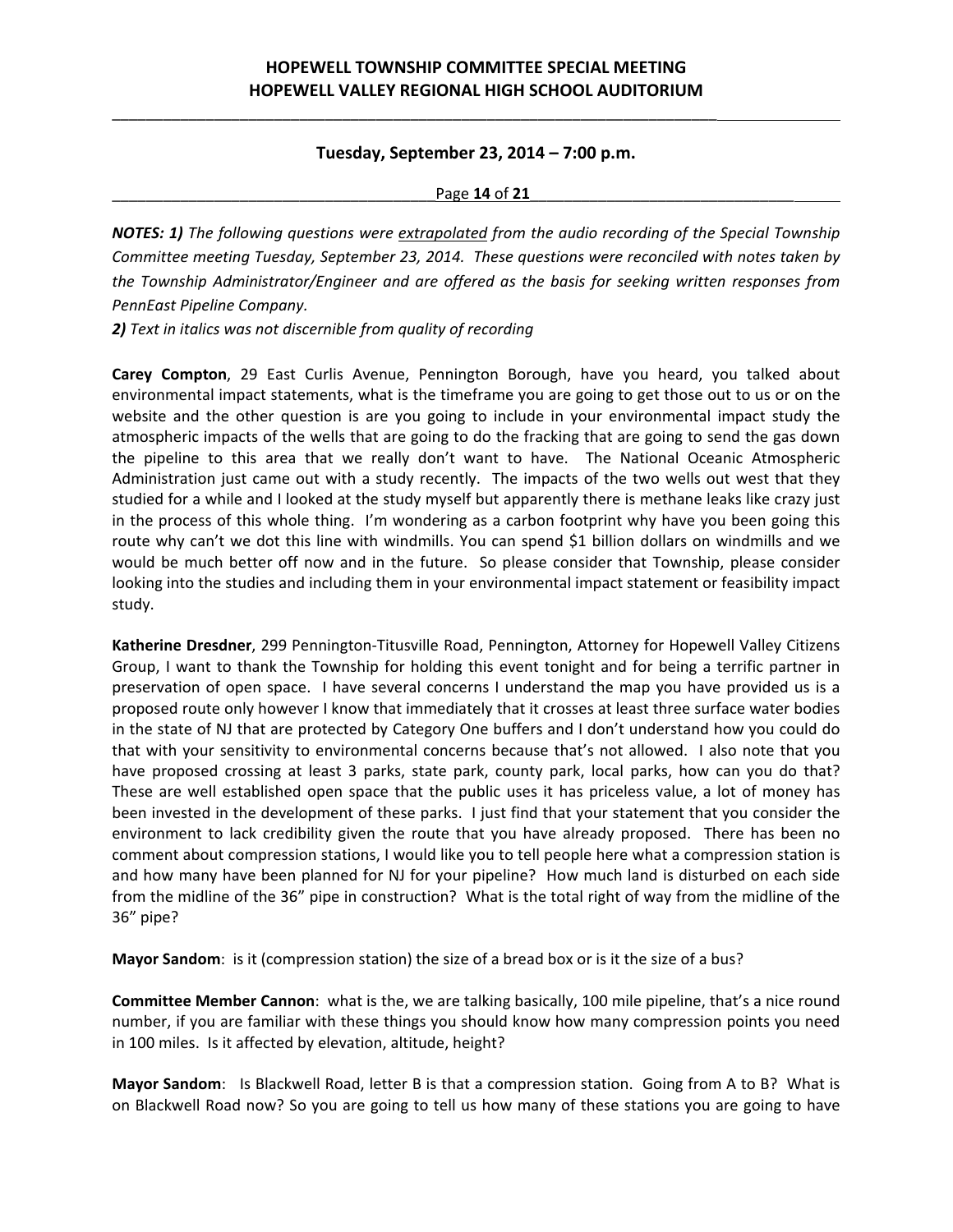**NOTES: 1)** *The following questions were* *__extrapolated__* *from the audio recording of the Special Township Committee meeting Tuesday, September 23, 2014. These questions were reconciled with notes taken by the Township Administrator/Engineer and are offered as the basis for seeking written responses from PennEast Pipeline Company.*

***2)*** *Text in italics was not discernible from quality of recording*

**Carey Compton**, 29 East Curlis Avenue, Pennington Borough, have you heard, you talked about environmental impact statements, what is the timeframe you are going to get those out to us or on the website and the other question is are you going to include in your environmental impact study the atmospheric impacts of the wells that are going to do the fracking that are going to send the gas down the pipeline to this area that we really don't want to have. The National Oceanic Atmospheric Administration just came out with a study recently. The impacts of the two wells out west that they studied for a while and I looked at the study myself but apparently there is methane leaks like crazy just in the process of this whole thing. I'm wondering as a carbon footprint why have you been going this route why can't we dot this line with windmills. You can spend $1 billion dollars on windmills and we would be much better off now and in the future. So please consider that Township, please consider looking into the studies and including them in your environmental impact statement or feasibility impact study.

**Katherine Dresdner**, 299 Pennington-Titusville Road, Pennington, Attorney for Hopewell Valley Citizens Group, I want to thank the Township for holding this event tonight and for being a terrific partner in preservation of open space. I have several concerns I understand the map you have provided us is a proposed route only however I know that immediately that it crosses at least three surface water bodies in the state of NJ that are protected by Category One buffers and I don't understand how you could do that with your sensitivity to environmental concerns because that's not allowed. I also note that you have proposed crossing at least 3 parks, state park, county park, local parks, how can you do that? These are well established open space that the public uses it has priceless value, a lot of money has been invested in the development of these parks. I just find that your statement that you consider the environment to lack credibility given the route that you have already proposed. There has been no comment about compression stations, I would like you to tell people here what a compression station is and how many have been planned for NJ for your pipeline? How much land is disturbed on each side from the midline of the 36" pipe in construction? What is the total right of way from the midline of the 36" pipe?

**Mayor Sandom**: is it (compression station) the size of a bread box or is it the size of a bus?

**Committee Member Cannon**: what is the, we are talking basically, 100 mile pipeline, that's a nice round number, if you are familiar with these things you should know how many compression points you need in 100 miles. Is it affected by elevation, altitude, height?

**Mayor Sandom**: Is Blackwell Road, letter B is that a compression station. Going from A to B? What is on Blackwell Road now? So you are going to tell us how many of these stations you are going to have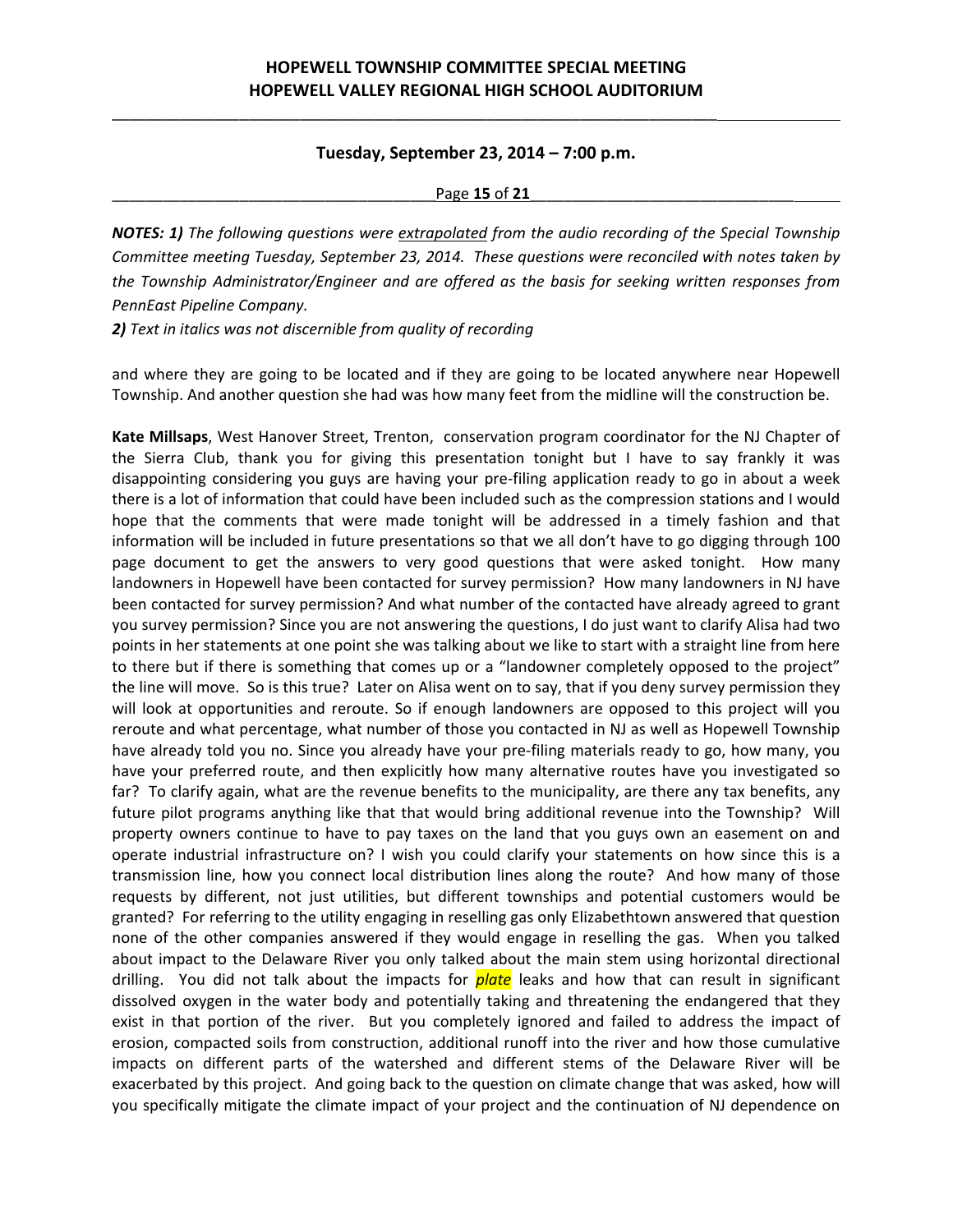*NOTES: **1)** The following questions were extrapolated from the audio recording of the Special Township Committee meeting Tuesday, September 23, 2014. These questions were reconciled with notes taken by the Township Administrator/Engineer and are offered as the basis for seeking written responses from PennEast Pipeline Company.*

***2)** Text in italics was not discernible from quality of recording*

and where they are going to be located and if they are going to be located anywhere near Hopewell Township. And another question she had was how many feet from the midline will the construction be.

**Kate Millsaps**, West Hanover Street, Trenton, conservation program coordinator for the NJ Chapter of the Sierra Club, thank you for giving this presentation tonight but I have to say frankly it was disappointing considering you guys are having your pre-filing application ready to go in about a week there is a lot of information that could have been included such as the compression stations and I would hope that the comments that were made tonight will be addressed in a timely fashion and that information will be included in future presentations so that we all don't have to go digging through 100 page document to get the answers to very good questions that were asked tonight. How many landowners in Hopewell have been contacted for survey permission? How many landowners in NJ have been contacted for survey permission? And what number of the contacted have already agreed to grant you survey permission? Since you are not answering the questions, I do just want to clarify Alisa had two points in her statements at one point she was talking about we like to start with a straight line from here to there but if there is something that comes up or a "landowner completely opposed to the project" the line will move. So is this true? Later on Alisa went on to say, that if you deny survey permission they will look at opportunities and reroute. So if enough landowners are opposed to this project will you reroute and what percentage, what number of those you contacted in NJ as well as Hopewell Township have already told you no. Since you already have your pre-filing materials ready to go, how many, you have your preferred route, and then explicitly how many alternative routes have you investigated so far? To clarify again, what are the revenue benefits to the municipality, are there any tax benefits, any future pilot programs anything like that that would bring additional revenue into the Township? Will property owners continue to have to pay taxes on the land that you guys own an easement on and operate industrial infrastructure on? I wish you could clarify your statements on how since this is a transmission line, how you connect local distribution lines along the route? And how many of those requests by different, not just utilities, but different townships and potential customers would be granted? For referring to the utility engaging in reselling gas only Elizabethtown answered that question none of the other companies answered if they would engage in reselling the gas. When you talked about impact to the Delaware River you only talked about the main stem using horizontal directional drilling. You did not talk about the impacts for *plate* leaks and how that can result in significant dissolved oxygen in the water body and potentially taking and threatening the endangered that they exist in that portion of the river. But you completely ignored and failed to address the impact of erosion, compacted soils from construction, additional runoff into the river and how those cumulative impacts on different parts of the watershed and different stems of the Delaware River will be exacerbated by this project. And going back to the question on climate change that was asked, how will you specifically mitigate the climate impact of your project and the continuation of NJ dependence on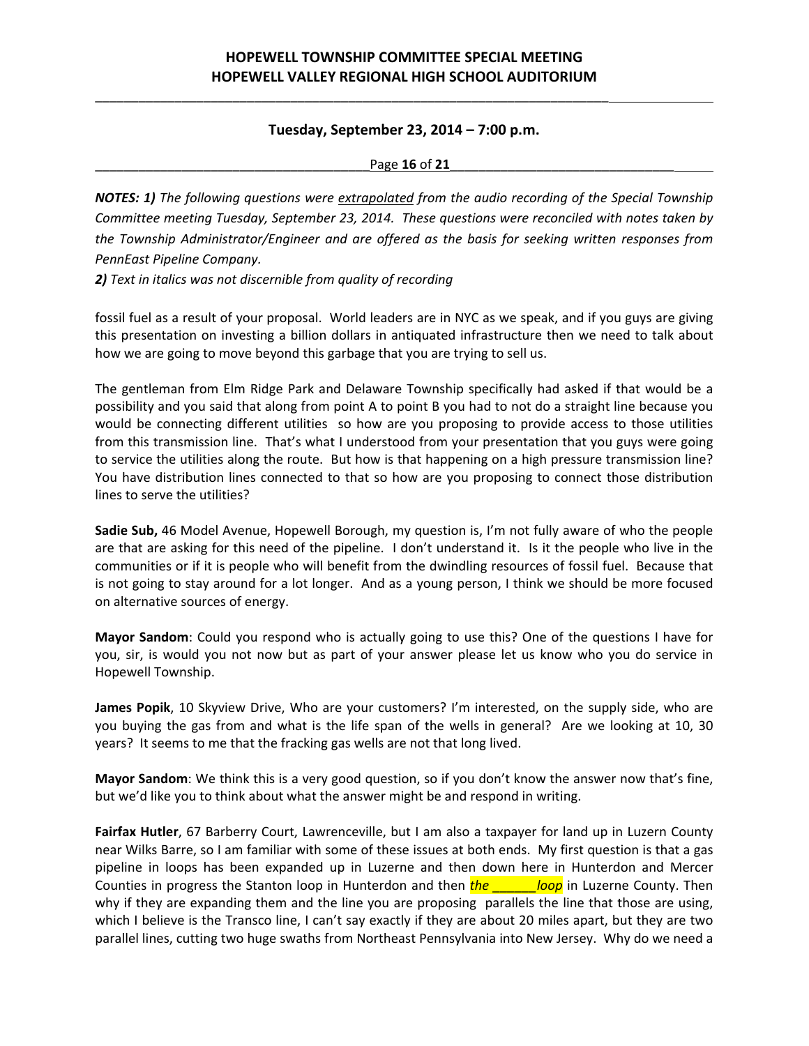**NOTES: 1)** *The following questions were* *extrapolated* *from the audio recording of the Special Township Committee meeting Tuesday, September 23, 2014. These questions were reconciled with notes taken by the Township Administrator/Engineer and are offered as the basis for seeking written responses from PennEast Pipeline Company.*

**2)** *Text in italics was not discernible from quality of recording*

fossil fuel as a result of your proposal. World leaders are in NYC as we speak, and if you guys are giving this presentation on investing a billion dollars in antiquated infrastructure then we need to talk about how we are going to move beyond this garbage that you are trying to sell us.

The gentleman from Elm Ridge Park and Delaware Township specifically had asked if that would be a possibility and you said that along from point A to point B you had to not do a straight line because you would be connecting different utilities so how are you proposing to provide access to those utilities from this transmission line. That's what I understood from your presentation that you guys were going to service the utilities along the route. But how is that happening on a high pressure transmission line? You have distribution lines connected to that so how are you proposing to connect those distribution lines to serve the utilities?

**Sadie Sub,** 46 Model Avenue, Hopewell Borough, my question is, I'm not fully aware of who the people are that are asking for this need of the pipeline. I don't understand it. Is it the people who live in the communities or if it is people who will benefit from the dwindling resources of fossil fuel. Because that is not going to stay around for a lot longer. And as a young person, I think we should be more focused on alternative sources of energy.

**Mayor Sandom**: Could you respond who is actually going to use this? One of the questions I have for you, sir, is would you not now but as part of your answer please let us know who you do service in Hopewell Township.

**James Popik**, 10 Skyview Drive, Who are your customers? I'm interested, on the supply side, who are you buying the gas from and what is the life span of the wells in general? Are we looking at 10, 30 years? It seems to me that the fracking gas wells are not that long lived.

**Mayor Sandom**: We think this is a very good question, so if you don't know the answer now that's fine, but we'd like you to think about what the answer might be and respond in writing.

**Fairfax Hutler**, 67 Barberry Court, Lawrenceville, but I am also a taxpayer for land up in Luzern County near Wilks Barre, so I am familiar with some of these issues at both ends. My first question is that a gas pipeline in loops has been expanded up in Luzerne and then down here in Hunterdon and Mercer Counties in progress the Stanton loop in Hunterdon and then *the ______loop* in Luzerne County. Then why if they are expanding them and the line you are proposing parallels the line that those are using, which I believe is the Transco line, I can't say exactly if they are about 20 miles apart, but they are two parallel lines, cutting two huge swaths from Northeast Pennsylvania into New Jersey. Why do we need a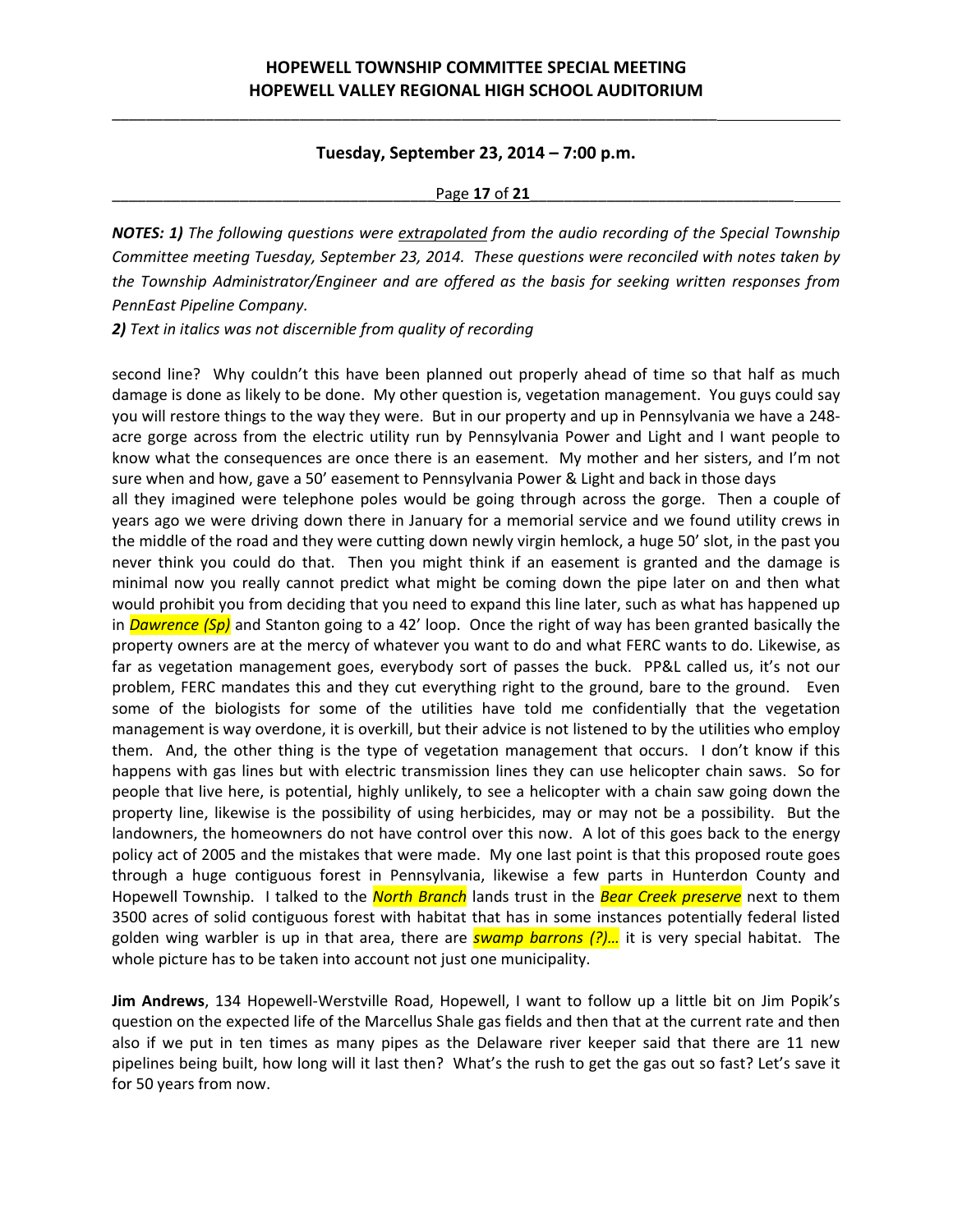*NOTES: **1)** The following questions were <u>extrapolated</u> from the audio recording of the Special Township Committee meeting Tuesday, September 23, 2014. These questions were reconciled with notes taken by the Township Administrator/Engineer and are offered as the basis for seeking written responses from PennEast Pipeline Company.*

***2)** Text in italics was not discernible from quality of recording*

second line? Why couldn't this have been planned out properly ahead of time so that half as much damage is done as likely to be done. My other question is, vegetation management. You guys could say you will restore things to the way they were. But in our property and up in Pennsylvania we have a 248-acre gorge across from the electric utility run by Pennsylvania Power and Light and I want people to know what the consequences are once there is an easement. My mother and her sisters, and I'm not sure when and how, gave a 50' easement to Pennsylvania Power & Light and back in those days all they imagined were telephone poles would be going through across the gorge. Then a couple of years ago we were driving down there in January for a memorial service and we found utility crews in the middle of the road and they were cutting down newly virgin hemlock, a huge 50' slot, in the past you never think you could do that. Then you might think if an easement is granted and the damage is minimal now you really cannot predict what might be coming down the pipe later on and then what would prohibit you from deciding that you need to expand this line later, such as what has happened up in ***Dawrence (Sp)*** and Stanton going to a 42' loop. Once the right of way has been granted basically the property owners are at the mercy of whatever you want to do and what FERC wants to do. Likewise, as far as vegetation management goes, everybody sort of passes the buck. PP&L called us, it's not our problem, FERC mandates this and they cut everything right to the ground, bare to the ground. Even some of the biologists for some of the utilities have told me confidentially that the vegetation management is way overdone, it is overkill, but their advice is not listened to by the utilities who employ them. And, the other thing is the type of vegetation management that occurs. I don't know if this happens with gas lines but with electric transmission lines they can use helicopter chain saws. So for people that live here, is potential, highly unlikely, to see a helicopter with a chain saw going down the property line, likewise is the possibility of using herbicides, may or may not be a possibility. But the landowners, the homeowners do not have control over this now. A lot of this goes back to the energy policy act of 2005 and the mistakes that were made. My one last point is that this proposed route goes through a huge contiguous forest in Pennsylvania, likewise a few parts in Hunterdon County and Hopewell Township. I talked to the *North Branch* lands trust in the *Bear Creek preserve* next to them 3500 acres of solid contiguous forest with habitat that has in some instances potentially federal listed golden wing warbler is up in that area, there are *swamp barrons (?)…* it is very special habitat. The whole picture has to be taken into account not just one municipality.

**Jim Andrews**, 134 Hopewell-Werstville Road, Hopewell, I want to follow up a little bit on Jim Popik's question on the expected life of the Marcellus Shale gas fields and then that at the current rate and then also if we put in ten times as many pipes as the Delaware river keeper said that there are 11 new pipelines being built, how long will it last then? What's the rush to get the gas out so fast? Let's save it for 50 years from now.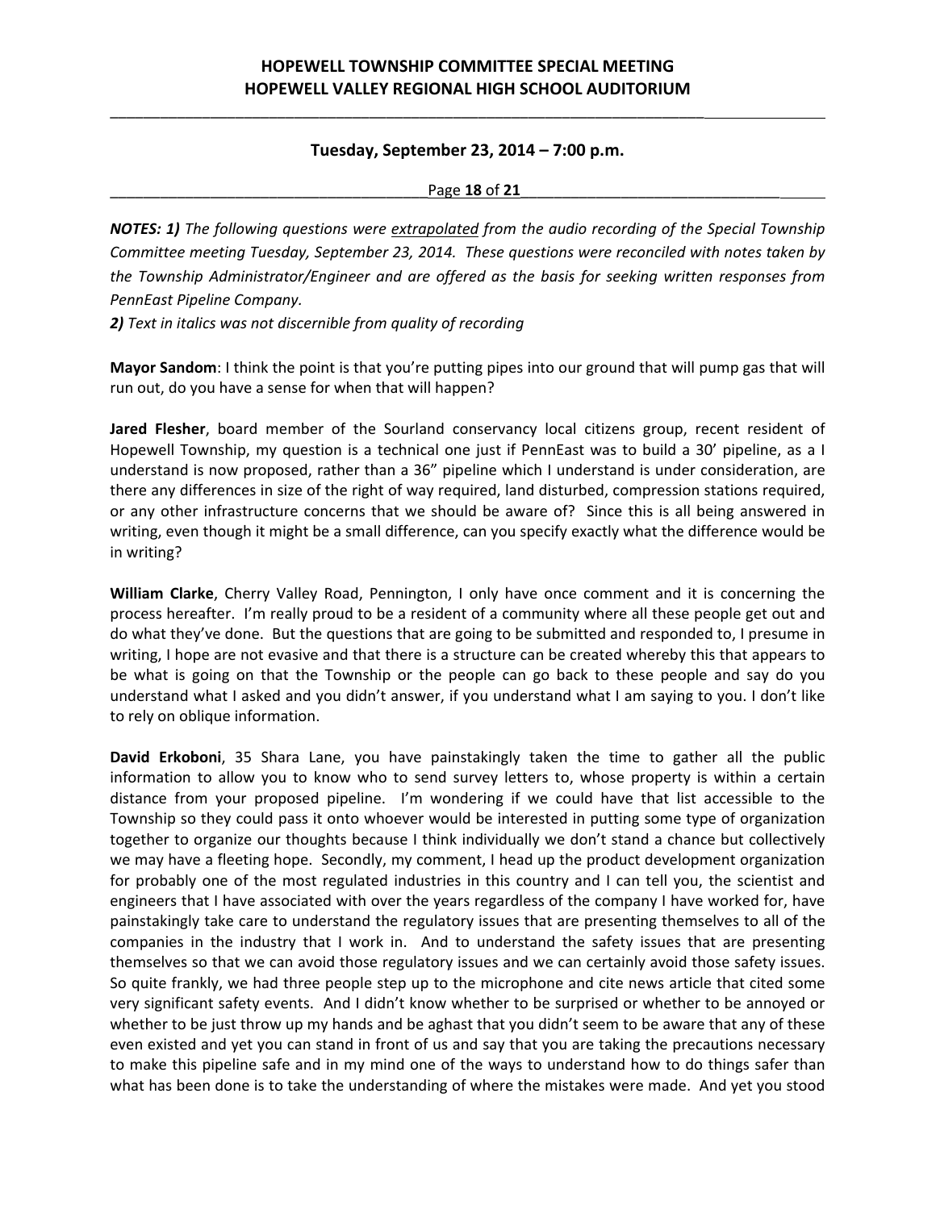***NOTES: 1)** The following questions were extrapolated from the audio recording of the Special Township Committee meeting Tuesday, September 23, 2014. These questions were reconciled with notes taken by the Township Administrator/Engineer and are offered as the basis for seeking written responses from PennEast Pipeline Company.*

***2)** Text in italics was not discernible from quality of recording*

**Mayor Sandom**: I think the point is that you're putting pipes into our ground that will pump gas that will run out, do you have a sense for when that will happen?

**Jared Flesher**, board member of the Sourland conservancy local citizens group, recent resident of Hopewell Township, my question is a technical one just if PennEast was to build a 30' pipeline, as a I understand is now proposed, rather than a 36" pipeline which I understand is under consideration, are there any differences in size of the right of way required, land disturbed, compression stations required, or any other infrastructure concerns that we should be aware of? Since this is all being answered in writing, even though it might be a small difference, can you specify exactly what the difference would be in writing?

**William Clarke**, Cherry Valley Road, Pennington, I only have once comment and it is concerning the process hereafter. I'm really proud to be a resident of a community where all these people get out and do what they've done. But the questions that are going to be submitted and responded to, I presume in writing, I hope are not evasive and that there is a structure can be created whereby this that appears to be what is going on that the Township or the people can go back to these people and say do you understand what I asked and you didn't answer, if you understand what I am saying to you. I don't like to rely on oblique information.

**David Erkoboni**, 35 Shara Lane, you have painstakingly taken the time to gather all the public information to allow you to know who to send survey letters to, whose property is within a certain distance from your proposed pipeline. I'm wondering if we could have that list accessible to the Township so they could pass it onto whoever would be interested in putting some type of organization together to organize our thoughts because I think individually we don't stand a chance but collectively we may have a fleeting hope. Secondly, my comment, I head up the product development organization for probably one of the most regulated industries in this country and I can tell you, the scientist and engineers that I have associated with over the years regardless of the company I have worked for, have painstakingly take care to understand the regulatory issues that are presenting themselves to all of the companies in the industry that I work in. And to understand the safety issues that are presenting themselves so that we can avoid those regulatory issues and we can certainly avoid those safety issues. So quite frankly, we had three people step up to the microphone and cite news article that cited some very significant safety events. And I didn't know whether to be surprised or whether to be annoyed or whether to be just throw up my hands and be aghast that you didn't seem to be aware that any of these even existed and yet you can stand in front of us and say that you are taking the precautions necessary to make this pipeline safe and in my mind one of the ways to understand how to do things safer than what has been done is to take the understanding of where the mistakes were made. And yet you stood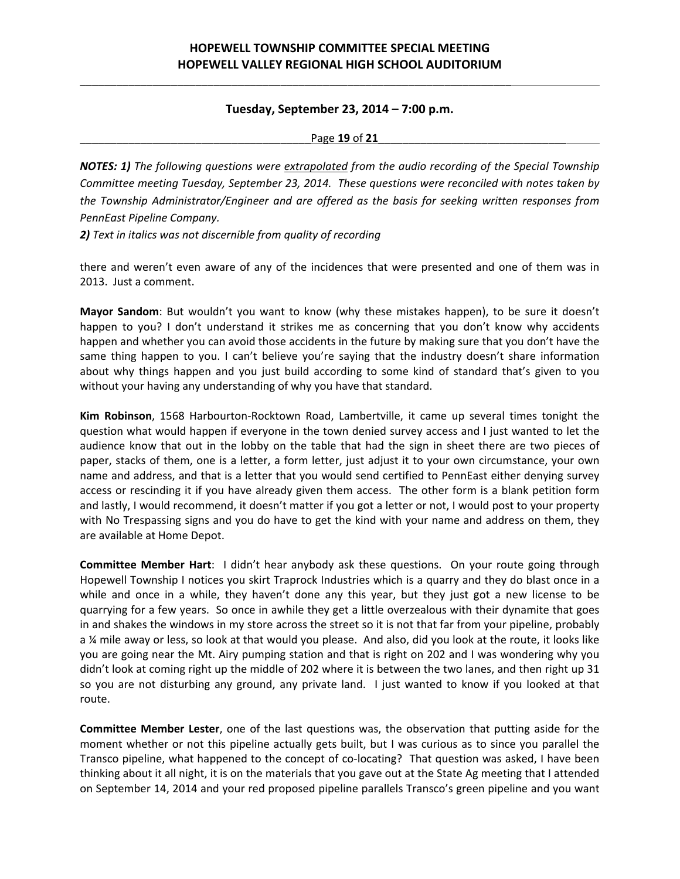*NOTES: 1)* *The following questions were extrapolated from the audio recording of the Special Township Committee meeting Tuesday, September 23, 2014. These questions were reconciled with notes taken by the Township Administrator/Engineer and are offered as the basis for seeking written responses from PennEast Pipeline Company.*

*2) Text in italics was not discernible from quality of recording*

there and weren't even aware of any of the incidences that were presented and one of them was in 2013. Just a comment.

**Mayor Sandom**: But wouldn't you want to know (why these mistakes happen), to be sure it doesn't happen to you? I don't understand it strikes me as concerning that you don't know why accidents happen and whether you can avoid those accidents in the future by making sure that you don't have the same thing happen to you. I can't believe you're saying that the industry doesn't share information about why things happen and you just build according to some kind of standard that's given to you without your having any understanding of why you have that standard.

**Kim Robinson**, 1568 Harbourton-Rocktown Road, Lambertville, it came up several times tonight the question what would happen if everyone in the town denied survey access and I just wanted to let the audience know that out in the lobby on the table that had the sign in sheet there are two pieces of paper, stacks of them, one is a letter, a form letter, just adjust it to your own circumstance, your own name and address, and that is a letter that you would send certified to PennEast either denying survey access or rescinding it if you have already given them access. The other form is a blank petition form and lastly, I would recommend, it doesn't matter if you got a letter or not, I would post to your property with No Trespassing signs and you do have to get the kind with your name and address on them, they are available at Home Depot.

**Committee Member Hart**: I didn't hear anybody ask these questions. On your route going through Hopewell Township I notices you skirt Traprock Industries which is a quarry and they do blast once in a while and once in a while, they haven't done any this year, but they just got a new license to be quarrying for a few years. So once in awhile they get a little overzealous with their dynamite that goes in and shakes the windows in my store across the street so it is not that far from your pipeline, probably a ¼ mile away or less, so look at that would you please. And also, did you look at the route, it looks like you are going near the Mt. Airy pumping station and that is right on 202 and I was wondering why you didn't look at coming right up the middle of 202 where it is between the two lanes, and then right up 31 so you are not disturbing any ground, any private land. I just wanted to know if you looked at that route.

**Committee Member Lester**, one of the last questions was, the observation that putting aside for the moment whether or not this pipeline actually gets built, but I was curious as to since you parallel the Transco pipeline, what happened to the concept of co-locating? That question was asked, I have been thinking about it all night, it is on the materials that you gave out at the State Ag meeting that I attended on September 14, 2014 and your red proposed pipeline parallels Transco's green pipeline and you want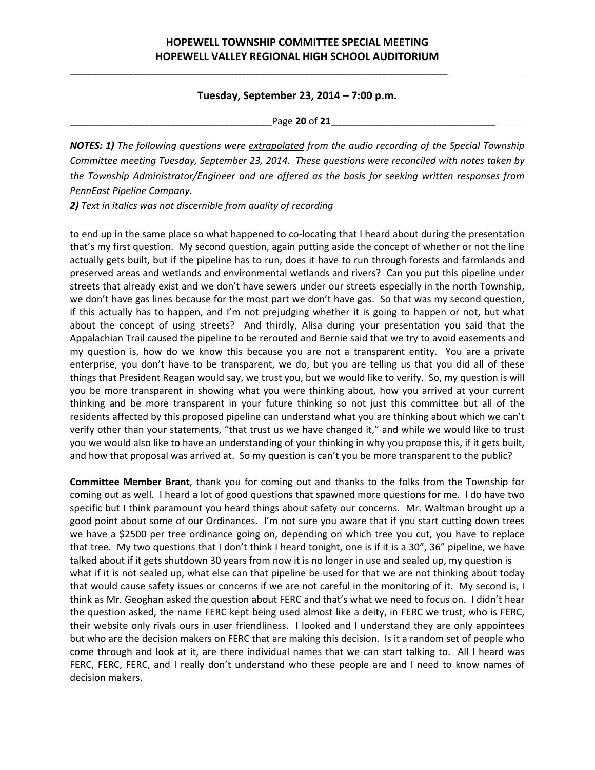*NOTES: 1) The following questions were extrapolated from the audio recording of the Special Township Committee meeting Tuesday, September 23, 2014. These questions were reconciled with notes taken by the Township Administrator/Engineer and are offered as the basis for seeking written responses from PennEast Pipeline Company.*

***2)** Text in italics was not discernible from quality of recording*

to end up in the same place so what happened to co-locating that I heard about during the presentation that's my first question. My second question, again putting aside the concept of whether or not the line actually gets built, but if the pipeline has to run, does it have to run through forests and farmlands and preserved areas and wetlands and environmental wetlands and rivers? Can you put this pipeline under streets that already exist and we don't have sewers under our streets especially in the north Township, we don't have gas lines because for the most part we don't have gas. So that was my second question, if this actually has to happen, and I'm not prejudging whether it is going to happen or not, but what about the concept of using streets? And thirdly, Alisa during your presentation you said that the Appalachian Trail caused the pipeline to be rerouted and Bernie said that we try to avoid easements and my question is, how do we know this because you are not a transparent entity. You are a private enterprise, you don't have to be transparent, we do, but you are telling us that you did all of these things that President Reagan would say, we trust you, but we would like to verify. So, my question is will you be more transparent in showing what you were thinking about, how you arrived at your current thinking and be more transparent in your future thinking so not just this committee but all of the residents affected by this proposed pipeline can understand what you are thinking about which we can't verify other than your statements, "that trust us we have changed it," and while we would like to trust you we would also like to have an understanding of your thinking in why you propose this, if it gets built, and how that proposal was arrived at. So my question is can't you be more transparent to the public?

**Committee Member Brant**, thank you for coming out and thanks to the folks from the Township for coming out as well. I heard a lot of good questions that spawned more questions for me. I do have two specific but I think paramount you heard things about safety our concerns. Mr. Waltman brought up a good point about some of our Ordinances. I'm not sure you aware that if you start cutting down trees we have a $2500 per tree ordinance going on, depending on which tree you cut, you have to replace that tree. My two questions that I don't think I heard tonight, one is if it is a 30", 36" pipeline, we have talked about if it gets shutdown 30 years from now it is no longer in use and sealed up, my question is what if it is not sealed up, what else can that pipeline be used for that we are not thinking about today that would cause safety issues or concerns if we are not careful in the monitoring of it. My second is, I think as Mr. Geoghan asked the question about FERC and that's what we need to focus on. I didn't hear the question asked, the name FERC kept being used almost like a deity, in FERC we trust, who is FERC, their website only rivals ours in user friendliness. I looked and I understand they are only appointees but who are the decision makers on FERC that are making this decision. Is it a random set of people who come through and look at it, are there individual names that we can start talking to. All I heard was FERC, FERC, FERC, and I really don't understand who these people are and I need to know names of decision makers.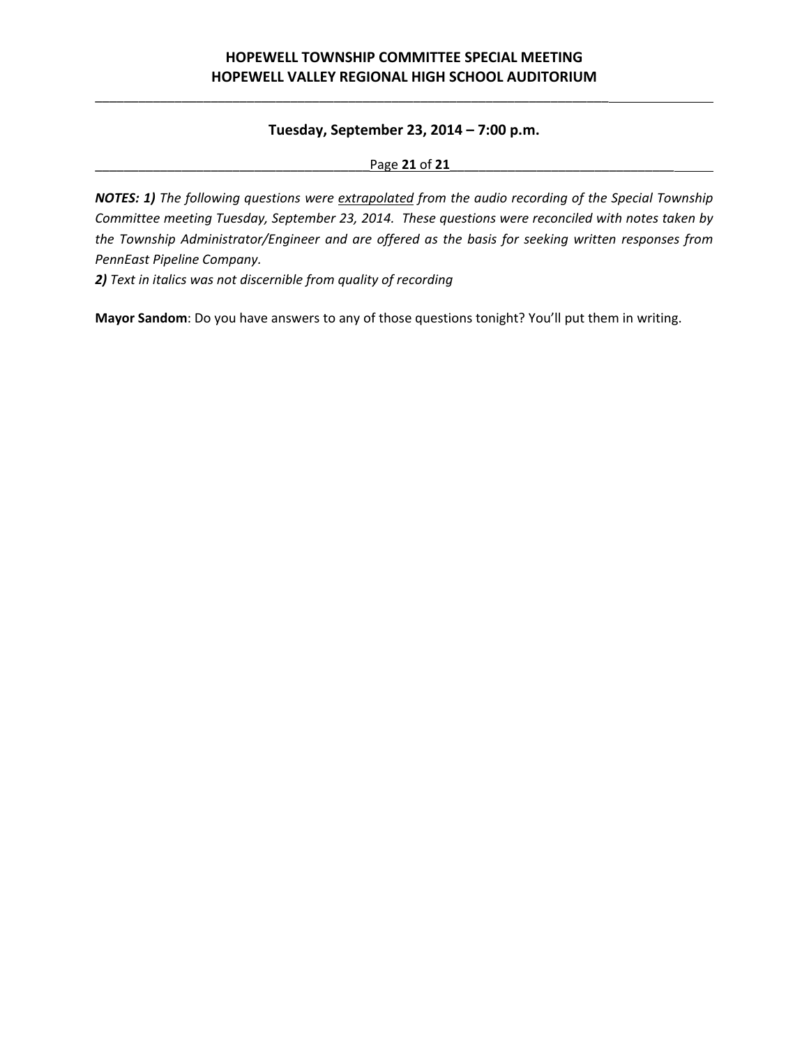# HOPEWELL TOWNSHIP COMMITTEE SPECIAL MEETING
# HOPEWELL VALLEY REGIONAL HIGH SCHOOL AUDITORIUM

## Tuesday, September 23, 2014 – 7:00 p.m.

***NOTES: 1)*** *The following questions were extrapolated from the audio recording of the Special Township Committee meeting Tuesday, September 23, 2014. These questions were reconciled with notes taken by the Township Administrator/Engineer and are offered as the basis for seeking written responses from PennEast Pipeline Company.*
***2)*** *Text in italics was not discernible from quality of recording*

**Mayor Sandom**: Do you have answers to any of those questions tonight? You'll put them in writing.